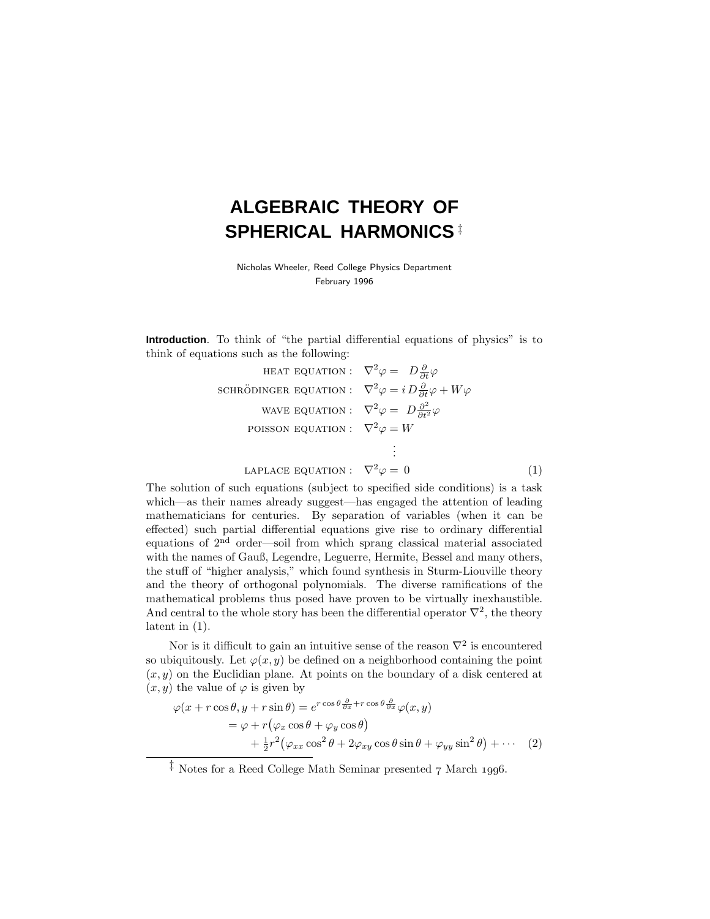# ALGEBRAIC THEORY OF SPHERICAL HARMONICS ‡

Nicholas Wheeler, Reed College Physics Department
February 1996

**Introduction**. To think of "the partial differential equations of physics" is to think of equations such as the following:

$$
\begin{aligned}
\text{HEAT EQUATION}: &\quad \nabla^2\varphi = \ \ D\tfrac{\partial}{\partial t}\varphi \\
\text{SCHRÖDINGER EQUATION}: &\quad \nabla^2\varphi = i\,D\tfrac{\partial}{\partial t}\varphi + W\varphi \\
\text{WAVE EQUATION}: &\quad \nabla^2\varphi = \ \ D\tfrac{\partial^2}{\partial t^2}\varphi \\
\text{POISSON EQUATION}: &\quad \nabla^2\varphi = W \\
&\quad \vdots \\
\text{LAPLACE EQUATION}: &\quad \nabla^2\varphi = \ 0
\end{aligned}
\tag{1}
$$

The solution of such equations (subject to specified side conditions) is a task which—as their names already suggest—has engaged the attention of leading mathematicians for centuries. By separation of variables (when it can be effected) such partial differential equations give rise to ordinary differential equations of 2nd order—soil from which sprang classical material associated with the names of Gauß, Legendre, Leguerre, Hermite, Bessel and many others, the stuff of "higher analysis," which found synthesis in Sturm-Liouville theory and the theory of orthogonal polynomials. The diverse ramifications of the mathematical problems thus posed have proven to be virtually inexhaustible. And central to the whole story has been the differential operator $\nabla^2$, the theory latent in (1).

Nor is it difficult to gain an intuitive sense of the reason $\nabla^2$ is encountered so ubiquitously. Let $\varphi(x, y)$ be defined on a neighborhood containing the point $(x, y)$ on the Euclidian plane. At points on the boundary of a disk centered at $(x, y)$ the value of $\varphi$ is given by

$$
\begin{aligned}
\varphi(x + r\cos\theta, y + r\sin\theta) &= e^{r\cos\theta\frac{\partial}{\partial x} + r\cos\theta\frac{\partial}{\partial x}}\varphi(x, y) \\
&= \varphi + r\big(\varphi_x\cos\theta + \varphi_y\cos\theta\big) \\
&\quad + \tfrac{1}{2}r^2\big(\varphi_{xx}\cos^2\theta + 2\varphi_{xy}\cos\theta\sin\theta + \varphi_{yy}\sin^2\theta\big) + \cdots
\end{aligned}
\tag{2}
$$

‡ Notes for a Reed College Math Seminar presented 7 March 1996.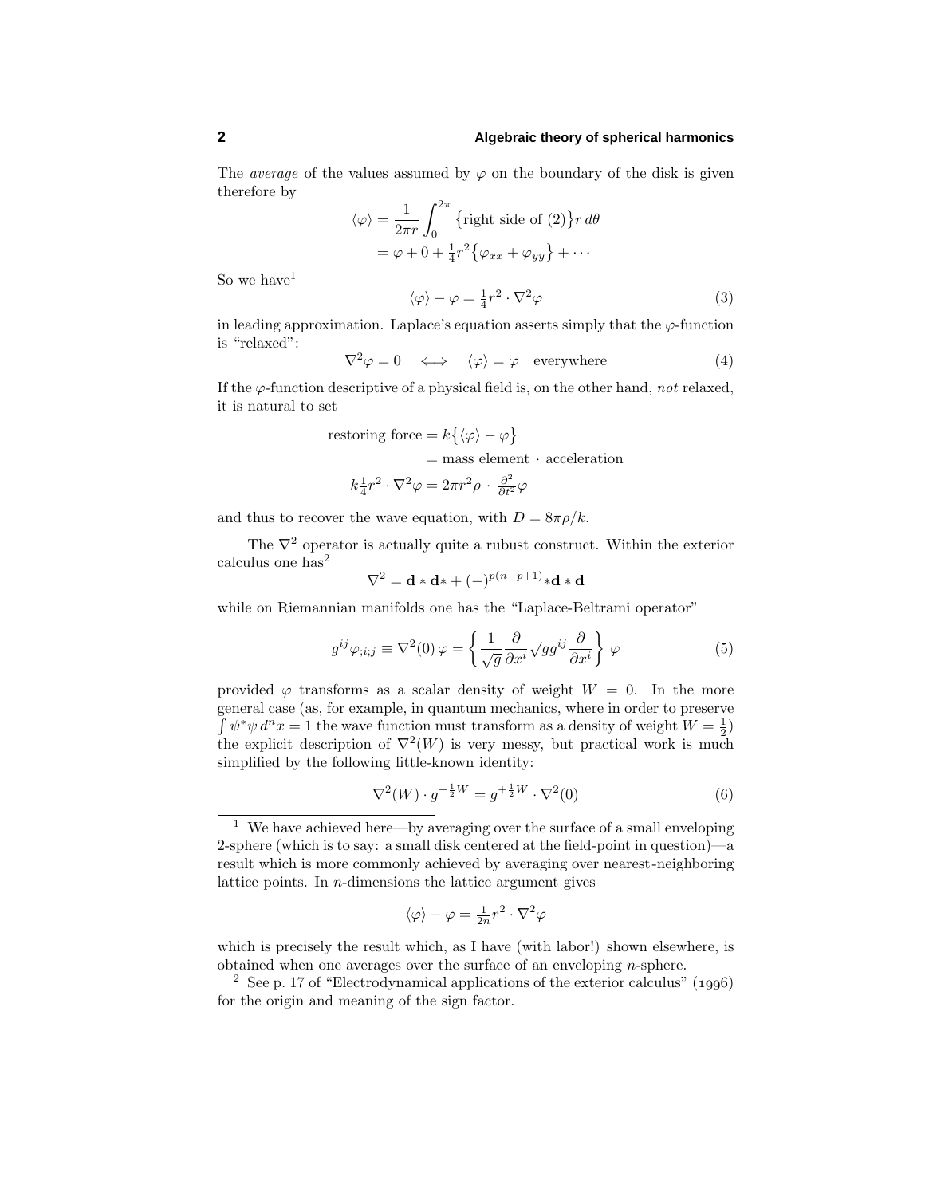The *average* of the values assumed by $\varphi$ on the boundary of the disk is given therefore by

$$\begin{aligned}\langle\varphi\rangle &= \frac{1}{2\pi r}\int_0^{2\pi}\big\{\text{right side of (2)}\big\}r\,d\theta\\ &= \varphi + 0 + \tfrac{1}{4}r^2\big\{\varphi_{xx}+\varphi_{yy}\big\}+\cdots\end{aligned}$$

So we have[1]

$$\langle\varphi\rangle - \varphi = \tfrac{1}{4}r^2\cdot\nabla^2\varphi \tag{3}$$

in leading approximation. Laplace's equation asserts simply that the $\varphi$-function is "relaxed":

$$\nabla^2\varphi = 0 \quad\Longleftrightarrow\quad \langle\varphi\rangle = \varphi \quad \text{everywhere} \tag{4}$$

If the $\varphi$-function descriptive of a physical field is, on the other hand, *not* relaxed, it is natural to set

$$\begin{aligned}\text{restoring force} &= k\big\{\langle\varphi\rangle - \varphi\big\}\\ &= \text{mass element}\cdot\text{acceleration}\\ k\tfrac{1}{4}r^2\cdot\nabla^2\varphi &= 2\pi r^2\rho\cdot\tfrac{\partial^2}{\partial t^2}\varphi\end{aligned}$$

and thus to recover the wave equation, with $D = 8\pi\rho/k$.

The $\nabla^2$ operator is actually quite a rubust construct. Within the exterior calculus one has[2]

$$\nabla^2 = \mathbf{d}*\mathbf{d}* + (-)^{p(n-p+1)}*\mathbf{d}*\mathbf{d}$$

while on Riemannian manifolds one has the "Laplace-Beltrami operator"

$$g^{ij}\varphi_{;i;j} \equiv \nabla^2(0)\,\varphi = \left\{\frac{1}{\sqrt{g}}\frac{\partial}{\partial x^i}\sqrt{g}g^{ij}\frac{\partial}{\partial x^i}\right\}\varphi \tag{5}$$

provided $\varphi$ transforms as a scalar density of weight $W = 0$. In the more general case (as, for example, in quantum mechanics, where in order to preserve $\int\psi^*\psi\,d^nx = 1$ the wave function must transform as a density of weight $W = \frac{1}{2}$) the explicit description of $\nabla^2(W)$ is very messy, but practical work is much simplified by the following little-known identity:

$$\nabla^2(W)\cdot g^{+\frac{1}{2}W} = g^{+\frac{1}{2}W}\cdot\nabla^2(0) \tag{6}$$

---

[1] We have achieved here—by averaging over the surface of a small enveloping 2-sphere (which is to say: a small disk centered at the field-point in question)—a result which is more commonly achieved by averaging over nearest-neighboring lattice points. In $n$-dimensions the lattice argument gives

$$\langle\varphi\rangle - \varphi = \tfrac{1}{2n}r^2\cdot\nabla^2\varphi$$

which is precisely the result which, as I have (with labor!) shown elsewhere, is obtained when one averages over the surface of an enveloping $n$-sphere.

[2] See p. 17 of "Electrodynamical applications of the exterior calculus" (1996) for the origin and meaning of the sign factor.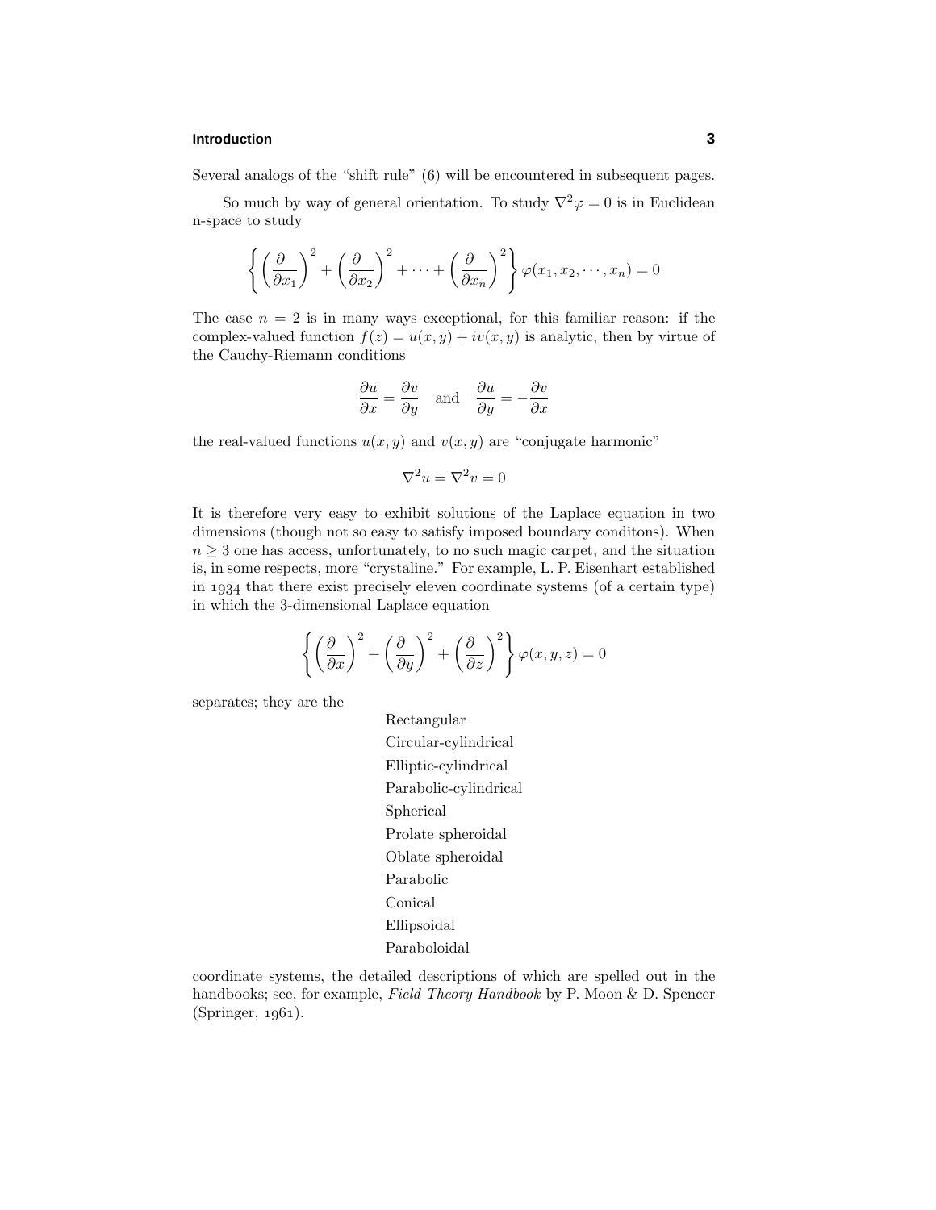Several analogs of the "shift rule" (6) will be encountered in subsequent pages.

So much by way of general orientation. To study $\nabla^2\varphi = 0$ is in Euclidean n-space to study

$$\left\{\left(\frac{\partial}{\partial x_1}\right)^2 + \left(\frac{\partial}{\partial x_2}\right)^2 + \cdots + \left(\frac{\partial}{\partial x_n}\right)^2\right\}\varphi(x_1, x_2, \cdots, x_n) = 0$$

The case $n = 2$ is in many ways exceptional, for this familiar reason: if the complex-valued function $f(z) = u(x, y) + iv(x, y)$ is analytic, then by virtue of the Cauchy-Riemann conditions

$$\frac{\partial u}{\partial x} = \frac{\partial v}{\partial y} \quad \text{and} \quad \frac{\partial u}{\partial y} = -\frac{\partial v}{\partial x}$$

the real-valued functions $u(x, y)$ and $v(x, y)$ are "conjugate harmonic"

$$\nabla^2 u = \nabla^2 v = 0$$

It is therefore very easy to exhibit solutions of the Laplace equation in two dimensions (though not so easy to satisfy imposed boundary conditons). When $n \geq 3$ one has access, unfortunately, to no such magic carpet, and the situation is, in some respects, more "crystaline." For example, L. P. Eisenhart established in 1934 that there exist precisely eleven coordinate systems (of a certain type) in which the 3-dimensional Laplace equation

$$\left\{\left(\frac{\partial}{\partial x}\right)^2 + \left(\frac{\partial}{\partial y}\right)^2 + \left(\frac{\partial}{\partial z}\right)^2\right\}\varphi(x, y, z) = 0$$

separates; they are the

Rectangular  
Circular-cylindrical  
Elliptic-cylindrical  
Parabolic-cylindrical  
Spherical  
Prolate spheroidal  
Oblate spheroidal  
Parabolic  
Conical  
Ellipsoidal  
Paraboloidal

coordinate systems, the detailed descriptions of which are spelled out in the handbooks; see, for example, *Field Theory Handbook* by P. Moon & D. Spencer (Springer, 1961).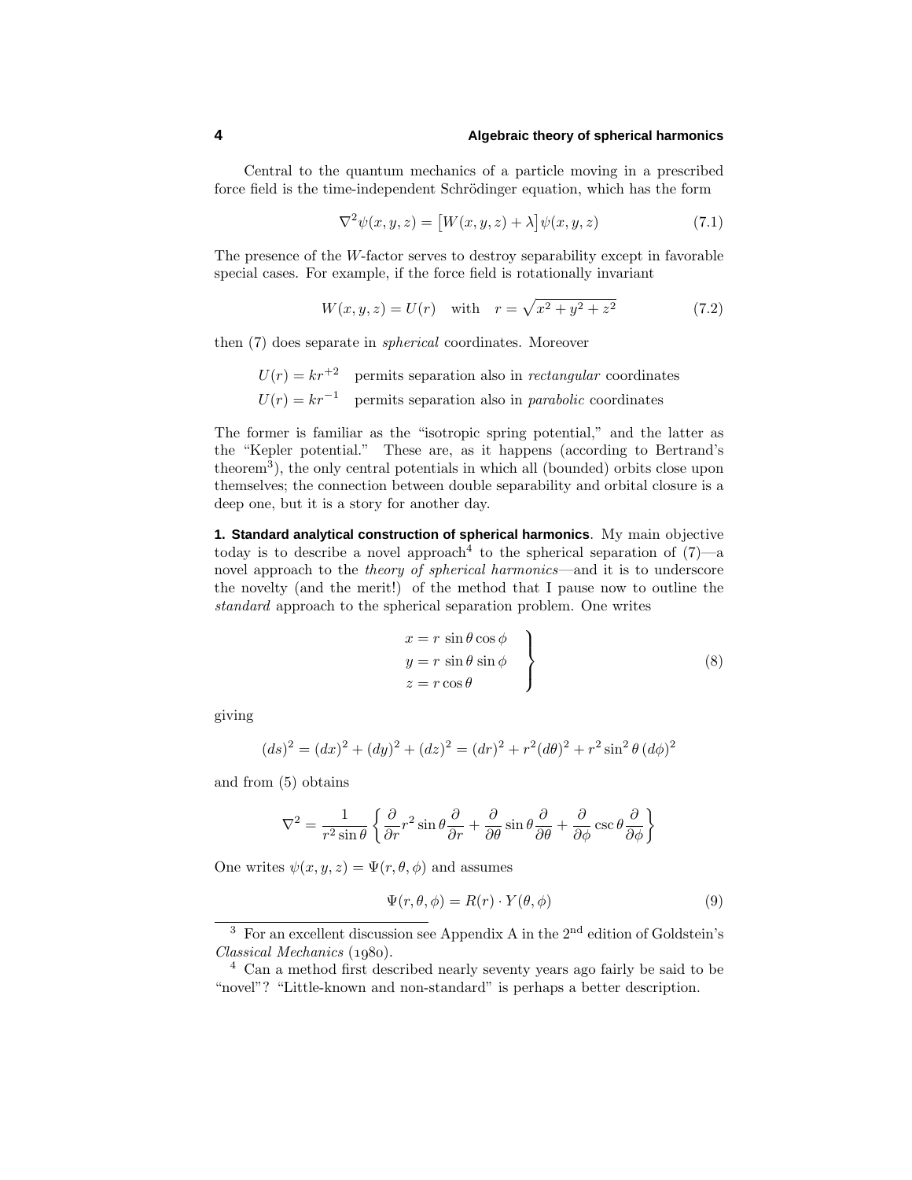Central to the quantum mechanics of a particle moving in a prescribed force field is the time-independent Schrödinger equation, which has the form

$$\nabla^2 \psi(x,y,z) = \big[W(x,y,z) + \lambda\big]\psi(x,y,z) \tag{7.1}$$

The presence of the $W$-factor serves to destroy separability except in favorable special cases. For example, if the force field is rotationally invariant

$$W(x,y,z) = U(r) \quad \text{with} \quad r = \sqrt{x^2+y^2+z^2} \tag{7.2}$$

then (7) does separate in *spherical* coordinates. Moreover

$U(r) = kr^{+2}$ permits separation also in *rectangular* coordinates

$U(r) = kr^{-1}$ permits separation also in *parabolic* coordinates

The former is familiar as the "isotropic spring potential," and the latter as the "Kepler potential." These are, as it happens (according to Bertrand's theorem[3]), the only central potentials in which all (bounded) orbits close upon themselves; the connection between double separability and orbital closure is a deep one, but it is a story for another day.

**1. Standard analytical construction of spherical harmonics**. My main objective today is to describe a novel approach[4] to the spherical separation of (7)—a novel approach to the *theory of spherical harmonics*—and it is to underscore the novelty (and the merit!) of the method that I pause now to outline the *standard* approach to the spherical separation problem. One writes

$$\left.\begin{aligned} x &= r\,\sin\theta\cos\phi \\ y &= r\,\sin\theta\sin\phi \\ z &= r\cos\theta \end{aligned}\right\} \tag{8}$$

giving

$$(ds)^2 = (dx)^2 + (dy)^2 + (dz)^2 = (dr)^2 + r^2(d\theta)^2 + r^2\sin^2\theta\,(d\phi)^2$$

and from (5) obtains

$$\nabla^2 = \frac{1}{r^2\sin\theta}\left\{\frac{\partial}{\partial r}r^2\sin\theta\frac{\partial}{\partial r} + \frac{\partial}{\partial\theta}\sin\theta\frac{\partial}{\partial\theta} + \frac{\partial}{\partial\phi}\csc\theta\frac{\partial}{\partial\phi}\right\}$$

One writes $\psi(x,y,z) = \Psi(r,\theta,\phi)$ and assumes

$$\Psi(r,\theta,\phi) = R(r)\cdot Y(\theta,\phi) \tag{9}$$

[3] For an excellent discussion see Appendix A in the 2nd edition of Goldstein's *Classical Mechanics* (1980).

[4] Can a method first described nearly seventy years ago fairly be said to be "novel"? "Little-known and non-standard" is perhaps a better description.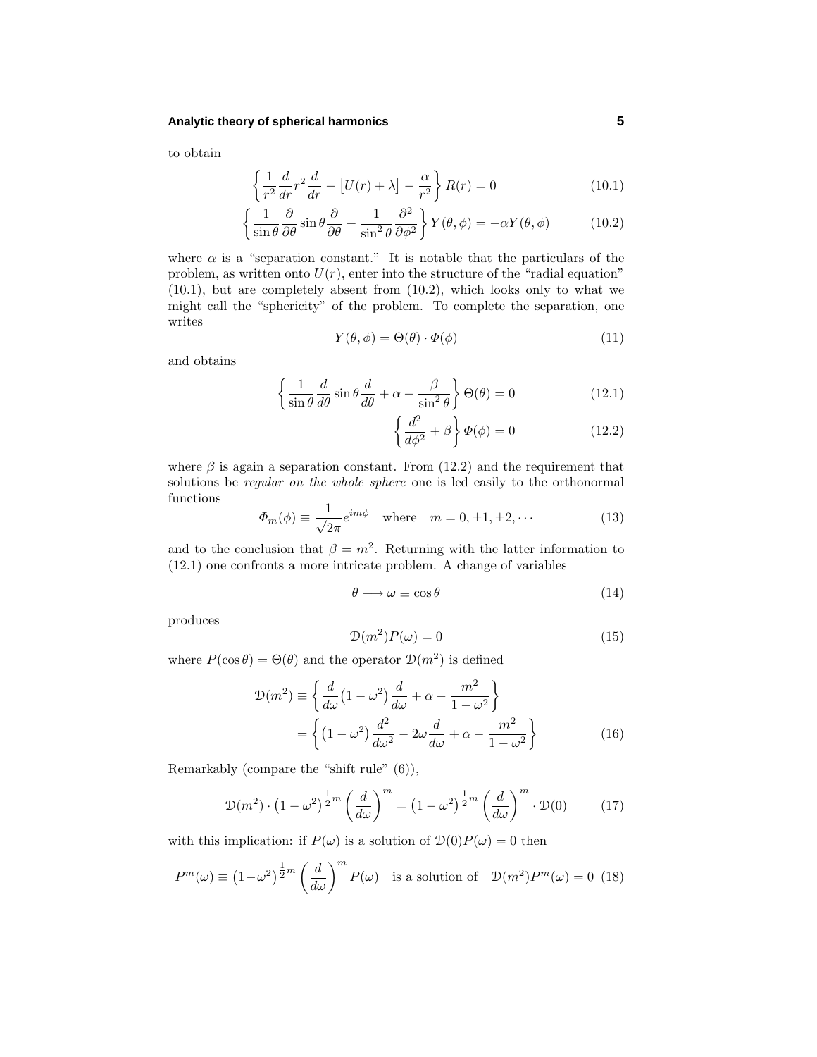to obtain

$$\left\{\frac{1}{r^2}\frac{d}{dr}r^2\frac{d}{dr} - \big[U(r)+\lambda\big] - \frac{\alpha}{r^2}\right\}R(r) = 0 \tag{10.1}$$

$$\left\{\frac{1}{\sin\theta}\frac{\partial}{\partial\theta}\sin\theta\frac{\partial}{\partial\theta} + \frac{1}{\sin^2\theta}\frac{\partial^2}{\partial\phi^2}\right\}Y(\theta,\phi) = -\alpha Y(\theta,\phi) \tag{10.2}$$

where $\alpha$ is a "separation constant." It is notable that the particulars of the problem, as written onto $U(r)$, enter into the structure of the "radial equation" (10.1), but are completely absent from (10.2), which looks only to what we might call the "sphericity" of the problem. To complete the separation, one writes

$$Y(\theta,\phi) = \Theta(\theta)\cdot\Phi(\phi) \tag{11}$$

and obtains

$$\left\{\frac{1}{\sin\theta}\frac{d}{d\theta}\sin\theta\frac{d}{d\theta} + \alpha - \frac{\beta}{\sin^2\theta}\right\}\Theta(\theta) = 0 \tag{12.1}$$

$$\left\{\frac{d^2}{d\phi^2} + \beta\right\}\Phi(\phi) = 0 \tag{12.2}$$

where $\beta$ is again a separation constant. From (12.2) and the requirement that solutions be *regular on the whole sphere* one is led easily to the orthonormal functions

$$\Phi_m(\phi) \equiv \frac{1}{\sqrt{2\pi}}e^{im\phi} \quad \text{where} \quad m = 0, \pm1, \pm2, \cdots \tag{13}$$

and to the conclusion that $\beta = m^2$. Returning with the latter information to (12.1) one confronts a more intricate problem. A change of variables

$$\theta \longrightarrow \omega \equiv \cos\theta \tag{14}$$

produces

$$\mathcal{D}(m^2)P(\omega) = 0 \tag{15}$$

where $P(\cos\theta) = \Theta(\theta)$ and the operator $\mathcal{D}(m^2)$ is defined

$$\begin{aligned}\mathcal{D}(m^2) &\equiv \left\{\frac{d}{d\omega}\big(1-\omega^2\big)\frac{d}{d\omega} + \alpha - \frac{m^2}{1-\omega^2}\right\}\\ &= \left\{\big(1-\omega^2\big)\frac{d^2}{d\omega^2} - 2\omega\frac{d}{d\omega} + \alpha - \frac{m^2}{1-\omega^2}\right\}\end{aligned} \tag{16}$$

Remarkably (compare the "shift rule" (6)),

$$\mathcal{D}(m^2)\cdot\big(1-\omega^2\big)^{\frac{1}{2}m}\left(\frac{d}{d\omega}\right)^m = \big(1-\omega^2\big)^{\frac{1}{2}m}\left(\frac{d}{d\omega}\right)^m\cdot\mathcal{D}(0) \tag{17}$$

with this implication: if $P(\omega)$ is a solution of $\mathcal{D}(0)P(\omega) = 0$ then

$$P^m(\omega) \equiv \big(1-\omega^2\big)^{\frac{1}{2}m}\left(\frac{d}{d\omega}\right)^m P(\omega) \quad \text{is a solution of} \quad \mathcal{D}(m^2)P^m(\omega) = 0 \tag{18}$$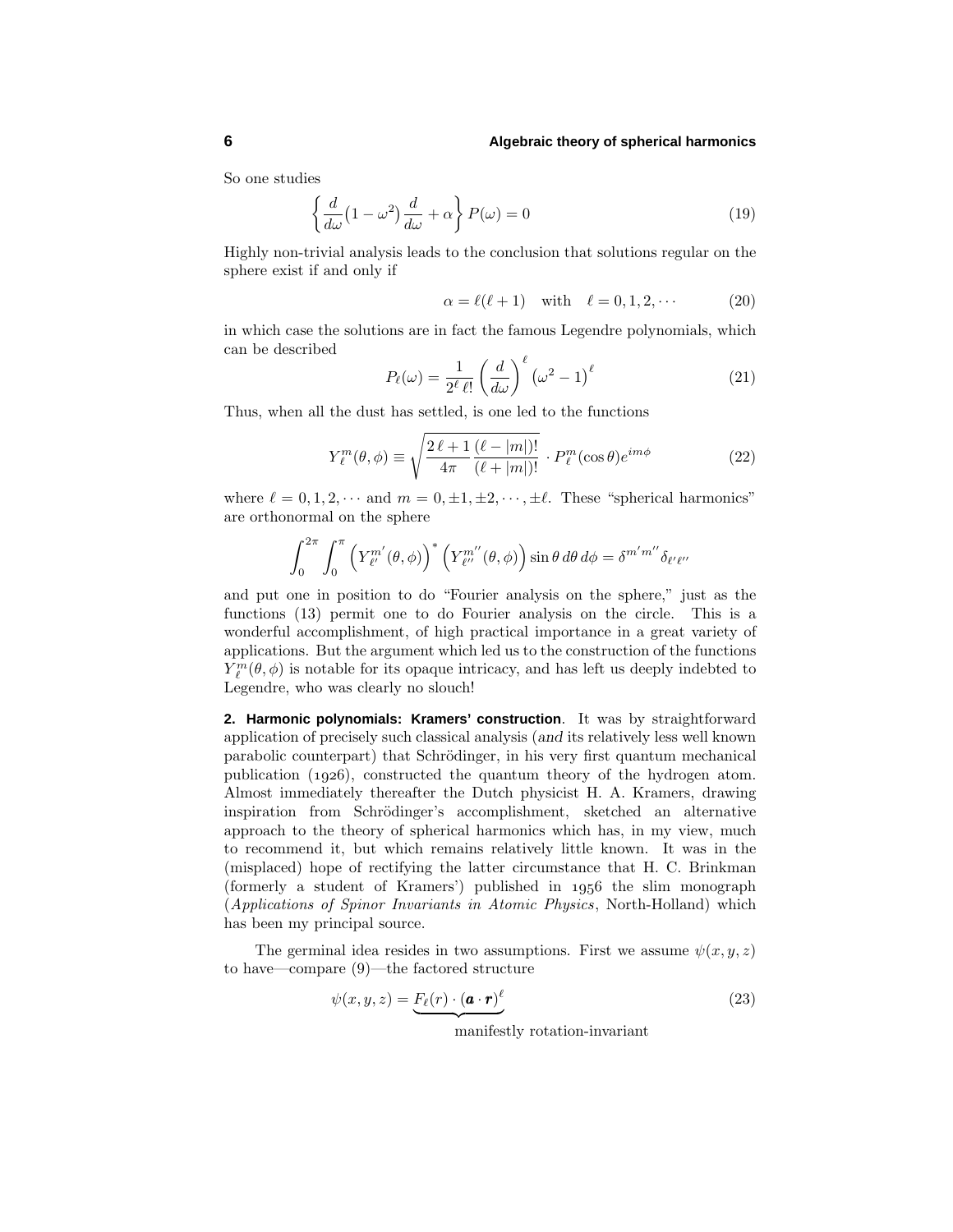So one studies

$$\left\{ \frac{d}{d\omega}\big(1-\omega^2\big)\frac{d}{d\omega} + \alpha \right\} P(\omega) = 0 \tag{19}$$

Highly non-trivial analysis leads to the conclusion that solutions regular on the sphere exist if and only if

$$\alpha = \ell(\ell+1) \quad \text{with} \quad \ell = 0, 1, 2, \cdots \tag{20}$$

in which case the solutions are in fact the famous Legendre polynomials, which can be described

$$P_\ell(\omega) = \frac{1}{2^\ell\, \ell!}\left(\frac{d}{d\omega}\right)^\ell \big(\omega^2 - 1\big)^\ell \tag{21}$$

Thus, when all the dust has settled, is one led to the functions

$$Y_\ell^m(\theta,\phi) \equiv \sqrt{\frac{2\,\ell+1}{4\pi}\frac{(\ell-|m|)!}{(\ell+|m|)!}} \cdot P_\ell^m(\cos\theta)e^{im\phi} \tag{22}$$

where $\ell = 0, 1, 2, \cdots$ and $m = 0, \pm1, \pm2, \cdots, \pm\ell$. These "spherical harmonics" are orthonormal on the sphere

$$\int_0^{2\pi}\int_0^\pi \Big(Y_{\ell'}^{m'}(\theta,\phi)\Big)^* \Big(Y_{\ell''}^{m''}(\theta,\phi)\Big) \sin\theta \, d\theta \, d\phi = \delta^{m'm''}\delta_{\ell'\ell''}$$

and put one in position to do "Fourier analysis on the sphere," just as the functions (13) permit one to do Fourier analysis on the circle. This is a wonderful accomplishment, of high practical importance in a great variety of applications. But the argument which led us to the construction of the functions $Y_\ell^m(\theta,\phi)$ is notable for its opaque intricacy, and has left us deeply indebted to Legendre, who was clearly no slouch!

**2. Harmonic polynomials: Kramers' construction**. It was by straightforward application of precisely such classical analysis (*and* its relatively less well known parabolic counterpart) that Schrödinger, in his very first quantum mechanical publication (1926), constructed the quantum theory of the hydrogen atom. Almost immediately thereafter the Dutch physicist H. A. Kramers, drawing inspiration from Schrödinger's accomplishment, sketched an alternative approach to the theory of spherical harmonics which has, in my view, much to recommend it, but which remains relatively little known. It was in the (misplaced) hope of rectifying the latter circumstance that H. C. Brinkman (formerly a student of Kramers') published in 1956 the slim monograph (*Applications of Spinor Invariants in Atomic Physics*, North-Holland) which has been my principal source.

The germinal idea resides in two assumptions. First we assume $\psi(x,y,z)$ to have—compare (9)—the factored structure

$$\psi(x,y,z) = \underbrace{F_\ell(r)\cdot(\boldsymbol{a}\cdot\boldsymbol{r})^\ell}_{\text{manifestly rotation-invariant}} \tag{23}$$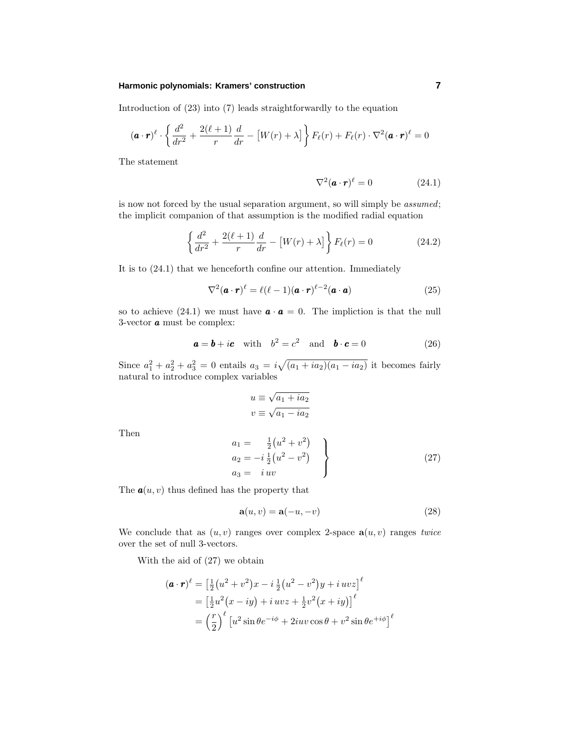Introduction of (23) into (7) leads straightforwardly to the equation

$$(\boldsymbol{a}\cdot\boldsymbol{r})^\ell \cdot \left\{ \frac{d^2}{dr^2} + \frac{2(\ell+1)}{r}\frac{d}{dr} - \big[W(r)+\lambda\big] \right\} F_\ell(r) + F_\ell(r)\cdot \nabla^2(\boldsymbol{a}\cdot\boldsymbol{r})^\ell = 0$$

The statement

$$\nabla^2(\boldsymbol{a}\cdot\boldsymbol{r})^\ell = 0 \tag{24.1}$$

is now not forced by the usual separation argument, so will simply be *assumed*; the implicit companion of that assumption is the modified radial equation

$$\left\{ \frac{d^2}{dr^2} + \frac{2(\ell+1)}{r}\frac{d}{dr} - \big[W(r)+\lambda\big] \right\} F_\ell(r) = 0 \tag{24.2}$$

It is to (24.1) that we henceforth confine our attention. Immediately

$$\nabla^2(\boldsymbol{a}\cdot\boldsymbol{r})^\ell = \ell(\ell-1)(\boldsymbol{a}\cdot\boldsymbol{r})^{\ell-2}(\boldsymbol{a}\cdot\boldsymbol{a}) \tag{25}$$

so to achieve (24.1) we must have $\boldsymbol{a}\cdot\boldsymbol{a} = 0$. The impliction is that the null 3-vector $\boldsymbol{a}$ must be complex:

$$\boldsymbol{a} = \boldsymbol{b} + i\boldsymbol{c} \quad \text{with} \quad b^2 = c^2 \quad \text{and} \quad \boldsymbol{b}\cdot\boldsymbol{c} = 0 \tag{26}$$

Since $a_1^2 + a_2^2 + a_3^2 = 0$ entails $a_3 = i\sqrt{(a_1+ia_2)(a_1-ia_2)}$ it becomes fairly natural to introduce complex variables

$$\begin{aligned} u &\equiv \sqrt{a_1 + ia_2} \\ v &\equiv \sqrt{a_1 - ia_2} \end{aligned}$$

Then

$$\left.\begin{aligned} a_1 &= \tfrac{1}{2}\big(u^2+v^2\big) \\ a_2 &= -i\,\tfrac{1}{2}\big(u^2-v^2\big) \\ a_3 &= i\,uv \end{aligned}\right\} \tag{27}$$

The $\boldsymbol{a}(u,v)$ thus defined has the property that

$$\mathbf{a}(u,v) = \mathbf{a}(-u,-v) \tag{28}$$

We conclude that as $(u,v)$ ranges over complex 2-space $\mathbf{a}(u,v)$ ranges *twice* over the set of null 3-vectors.

With the aid of (27) we obtain

$$\begin{aligned} (\boldsymbol{a}\cdot\boldsymbol{r})^\ell &= \big[\tfrac{1}{2}\big(u^2+v^2\big)x - i\,\tfrac{1}{2}\big(u^2-v^2\big)y + i\,uvz\big]^\ell \\ &= \big[\tfrac{1}{2}u^2\big(x-iy\big) + i\,uvz + \tfrac{1}{2}v^2\big(x+iy\big)\big]^\ell \\ &= \Big(\frac{r}{2}\Big)^\ell \big[u^2\sin\theta e^{-i\phi} + 2iuv\cos\theta + v^2\sin\theta e^{+i\phi}\big]^\ell \end{aligned}$$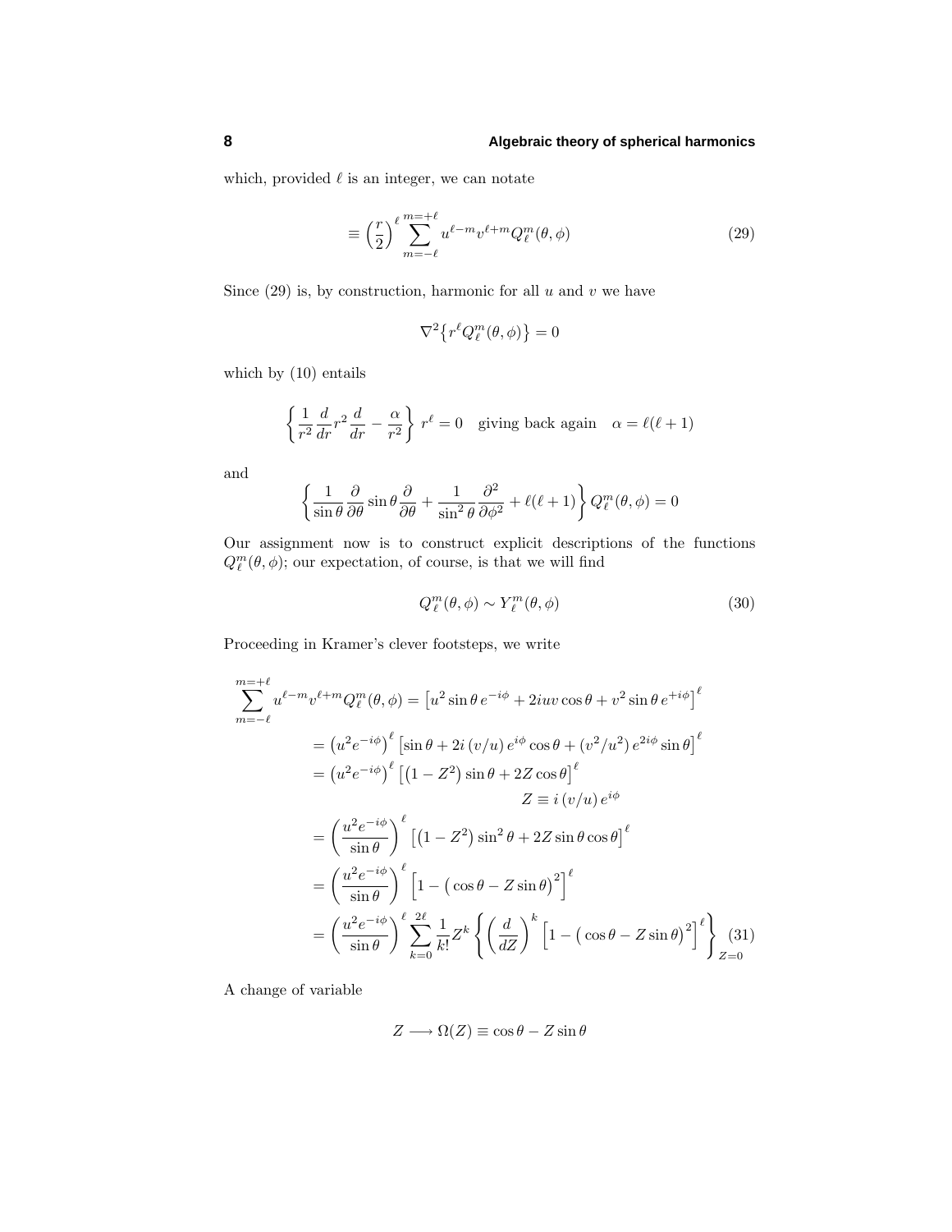which, provided $\ell$ is an integer, we can notate

$$\equiv \left(\frac{r}{2}\right)^{\ell} \sum_{m=-\ell}^{m=+\ell} u^{\ell-m} v^{\ell+m} Q_\ell^m(\theta,\phi) \tag{29}$$

Since (29) is, by construction, harmonic for all $u$ and $v$ we have

$$\nabla^2\big\{r^\ell Q_\ell^m(\theta,\phi)\big\} = 0$$

which by (10) entails

$$\left\{\frac{1}{r^2}\frac{d}{dr}r^2\frac{d}{dr} - \frac{\alpha}{r^2}\right\} r^\ell = 0 \quad \text{giving back again} \quad \alpha = \ell(\ell+1)$$

and

$$\left\{\frac{1}{\sin\theta}\frac{\partial}{\partial\theta}\sin\theta\frac{\partial}{\partial\theta} + \frac{1}{\sin^2\theta}\frac{\partial^2}{\partial\phi^2} + \ell(\ell+1)\right\} Q_\ell^m(\theta,\phi) = 0$$

Our assignment now is to construct explicit descriptions of the functions $Q_\ell^m(\theta,\phi)$; our expectation, of course, is that we will find

$$Q_\ell^m(\theta,\phi) \sim Y_\ell^m(\theta,\phi) \tag{30}$$

Proceeding in Kramer's clever footsteps, we write

$$\begin{aligned}
\sum_{m=-\ell}^{m=+\ell} u^{\ell-m} v^{\ell+m} Q_\ell^m(\theta,\phi) &= \left[u^2 \sin\theta\, e^{-i\phi} + 2iuv\cos\theta + v^2\sin\theta\, e^{+i\phi}\right]^\ell \\
&= \left(u^2 e^{-i\phi}\right)^\ell \left[\sin\theta + 2i\,(v/u)\,e^{i\phi}\cos\theta + (v^2/u^2)\,e^{2i\phi}\sin\theta\right]^\ell \\
&= \left(u^2 e^{-i\phi}\right)^\ell \left[\left(1-Z^2\right)\sin\theta + 2Z\cos\theta\right]^\ell \\
&\qquad\qquad Z \equiv i\,(v/u)\,e^{i\phi} \\
&= \left(\frac{u^2 e^{-i\phi}}{\sin\theta}\right)^\ell \left[\left(1-Z^2\right)\sin^2\theta + 2Z\sin\theta\cos\theta\right]^\ell \\
&= \left(\frac{u^2 e^{-i\phi}}{\sin\theta}\right)^\ell \left[1 - \big(\cos\theta - Z\sin\theta\big)^2\right]^\ell \\
&= \left(\frac{u^2 e^{-i\phi}}{\sin\theta}\right)^\ell \sum_{k=0}^{2\ell} \frac{1}{k!} Z^k \left\{\left(\frac{d}{dZ}\right)^k \left[1 - \big(\cos\theta - Z\sin\theta\big)^2\right]^\ell\right\}_{Z=0}
\end{aligned} \tag{31}$$

A change of variable

$$Z \longrightarrow \Omega(Z) \equiv \cos\theta - Z\sin\theta$$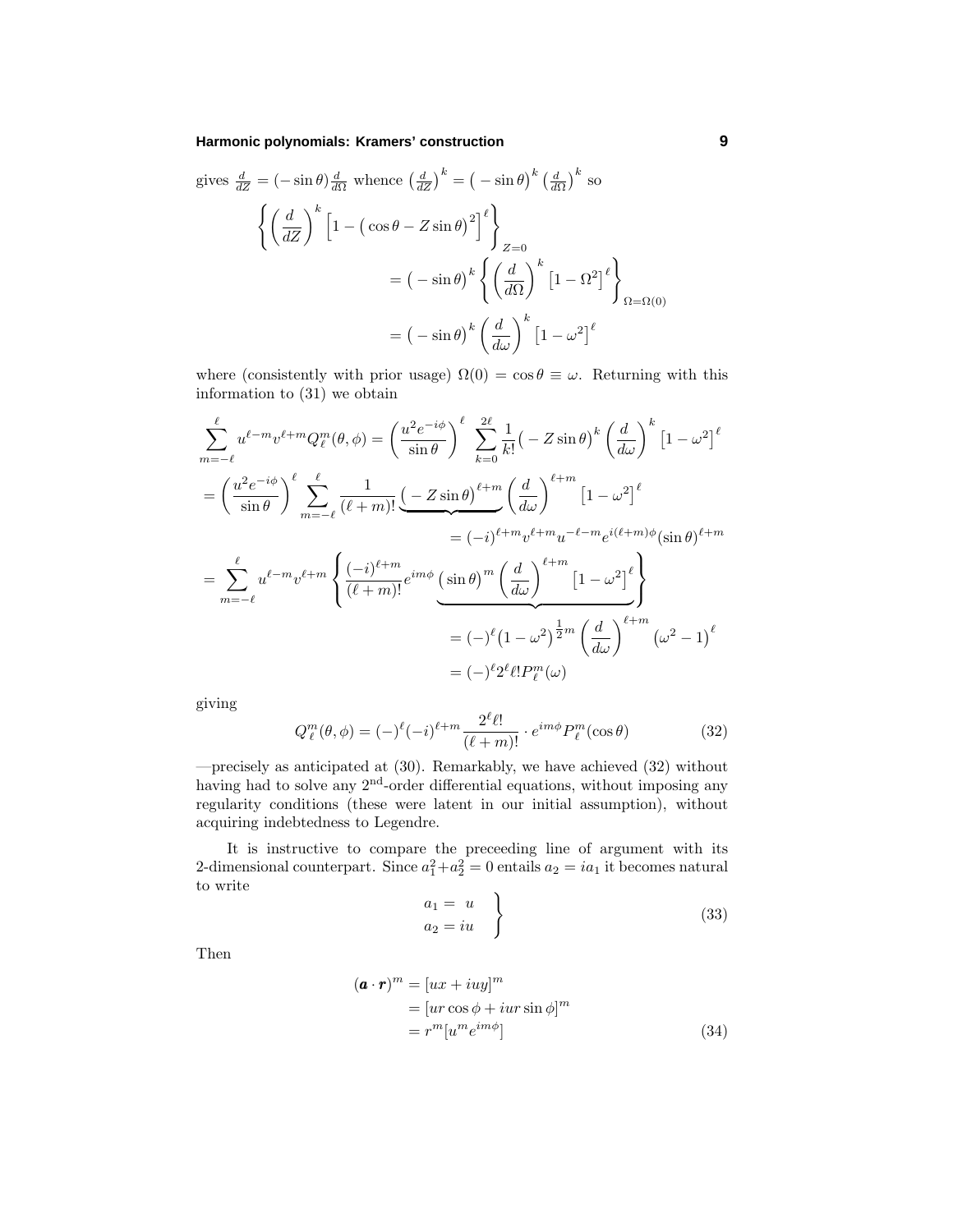gives $\frac{d}{dZ} = (-\sin\theta)\frac{d}{d\Omega}$ whence $\big(\frac{d}{dZ}\big)^k = \big(-\sin\theta\big)^k\big(\frac{d}{d\Omega}\big)^k$ so

$$
\begin{aligned}
\left\{\left(\frac{d}{dZ}\right)^k\Big[1-\big(\cos\theta - Z\sin\theta\big)^2\Big]^\ell\right\}_{Z=0}&\\
&= \big(-\sin\theta\big)^k\left\{\left(\frac{d}{d\Omega}\right)^k\big[1-\Omega^2\big]^\ell\right\}_{\Omega=\Omega(0)}\\
&= \big(-\sin\theta\big)^k\left(\frac{d}{d\omega}\right)^k\big[1-\omega^2\big]^\ell
\end{aligned}
$$

where (consistently with prior usage) $\Omega(0) = \cos\theta \equiv \omega$. Returning with this information to (31) we obtain

$$
\begin{aligned}
\sum_{m=-\ell}^{\ell} u^{\ell-m}v^{\ell+m}Q_\ell^m(\theta,\phi) &= \left(\frac{u^2e^{-i\phi}}{\sin\theta}\right)^\ell \sum_{k=0}^{2\ell}\frac{1}{k!}\big(-Z\sin\theta\big)^k\left(\frac{d}{d\omega}\right)^k\big[1-\omega^2\big]^\ell\\
&= \left(\frac{u^2e^{-i\phi}}{\sin\theta}\right)^\ell \sum_{m=-\ell}^{\ell}\frac{1}{(\ell+m)!}\underbrace{\big(-Z\sin\theta\big)^{\ell+m}}_{=(-i)^{\ell+m}v^{\ell+m}u^{-\ell-m}e^{i(\ell+m)\phi}(\sin\theta)^{\ell+m}}\left(\frac{d}{d\omega}\right)^{\ell+m}\big[1-\omega^2\big]^\ell\\
&= \sum_{m=-\ell}^{\ell} u^{\ell-m}v^{\ell+m}\left\{\frac{(-i)^{\ell+m}}{(\ell+m)!}e^{im\phi}\underbrace{\big(\sin\theta\big)^m\left(\frac{d}{d\omega}\right)^{\ell+m}\big[1-\omega^2\big]^\ell}_{\begin{aligned}&=(-)^\ell\big(1-\omega^2\big)^{\frac{1}{2}m}\left(\frac{d}{d\omega}\right)^{\ell+m}\big(\omega^2-1\big)^\ell\\&=(-)^\ell 2^\ell \ell!\,P_\ell^m(\omega)\end{aligned}}\right\}
\end{aligned}
$$

giving

$$
Q_\ell^m(\theta,\phi) = (-)^\ell(-i)^{\ell+m}\frac{2^\ell \ell!}{(\ell+m)!}\cdot e^{im\phi}P_\ell^m(\cos\theta) \tag{32}
$$

—precisely as anticipated at (30). Remarkably, we have achieved (32) without having had to solve any $2^{\text{nd}}$-order differential equations, without imposing any regularity conditions (these were latent in our initial assumption), without acquiring indebtedness to Legendre.

It is instructive to compare the preceeding line of argument with its 2-dimensional counterpart. Since $a_1^2+a_2^2=0$ entails $a_2 = ia_1$ it becomes natural to write

$$
\left.\begin{aligned}
a_1 &= u\\
a_2 &= iu
\end{aligned}\right\} \tag{33}
$$

Then

$$
\begin{aligned}
(\boldsymbol{a}\cdot\boldsymbol{r})^m &= [ux+iuy]^m\\
&= [ur\cos\phi + iur\sin\phi]^m\\
&= r^m[u^m e^{im\phi}]
\end{aligned} \tag{34}
$$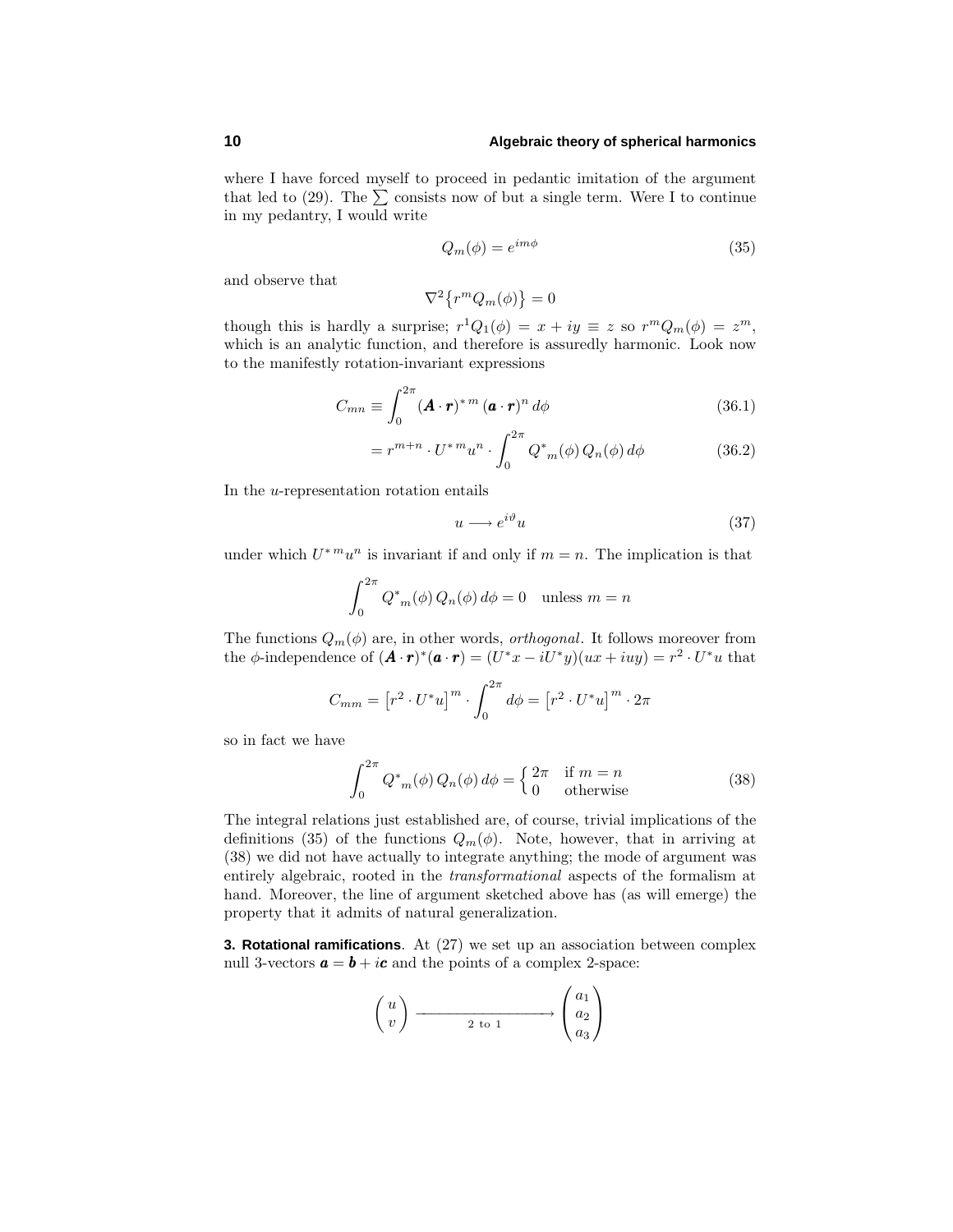where I have forced myself to proceed in pedantic imitation of the argument that led to (29). The $\sum$ consists now of but a single term. Were I to continue in my pedantry, I would write

$$Q_m(\phi) = e^{im\phi} \tag{35}$$

and observe that

$$\nabla^2\big\{r^m Q_m(\phi)\big\} = 0$$

though this is hardly a surprise; $r^1 Q_1(\phi) = x + iy \equiv z$ so $r^m Q_m(\phi) = z^m$, which is an analytic function, and therefore is assuredly harmonic. Look now to the manifestly rotation-invariant expressions

$$C_{mn} \equiv \int_0^{2\pi} (\boldsymbol{A}\cdot\boldsymbol{r})^{*\,m}\,(\boldsymbol{a}\cdot\boldsymbol{r})^n\,d\phi \tag{36.1}$$

$$= r^{m+n}\cdot U^{*\,m}u^n \cdot \int_0^{2\pi} Q^*{}_m(\phi)\,Q_n(\phi)\,d\phi \tag{36.2}$$

In the $u$-representation rotation entails

$$u \longrightarrow e^{i\vartheta}u \tag{37}$$

under which $U^{*\,m}u^n$ is invariant if and only if $m = n$. The implication is that

$$\int_0^{2\pi} Q^*{}_m(\phi)\,Q_n(\phi)\,d\phi = 0 \quad \text{unless } m = n$$

The functions $Q_m(\phi)$ are, in other words, *orthogonal*. It follows moreover from the $\phi$-independence of $(\boldsymbol{A}\cdot\boldsymbol{r})^*(\boldsymbol{a}\cdot\boldsymbol{r}) = (U^*x - iU^*y)(ux + iuy) = r^2\cdot U^*u$ that

$$C_{mm} = \big[r^2\cdot U^*u\big]^m \cdot \int_0^{2\pi} d\phi = \big[r^2\cdot U^*u\big]^m\cdot 2\pi$$

so in fact we have

$$\int_0^{2\pi} Q^*{}_m(\phi)\,Q_n(\phi)\,d\phi = \begin{cases} 2\pi & \text{if } m = n \\ 0 & \text{otherwise} \end{cases} \tag{38}$$

The integral relations just established are, of course, trivial implications of the definitions (35) of the functions $Q_m(\phi)$. Note, however, that in arriving at (38) we did not have actually to integrate anything; the mode of argument was entirely algebraic, rooted in the *transformational* aspects of the formalism at hand. Moreover, the line of argument sketched above has (as will emerge) the property that it admits of natural generalization.

**3. Rotational ramifications**. At (27) we set up an association between complex null 3-vectors $\boldsymbol{a} = \boldsymbol{b} + i\boldsymbol{c}$ and the points of a complex 2-space:

$$\begin{pmatrix} u \\ v \end{pmatrix} \xrightarrow[\text{2 to 1}]{\hspace{3cm}} \begin{pmatrix} a_1 \\ a_2 \\ a_3 \end{pmatrix}$$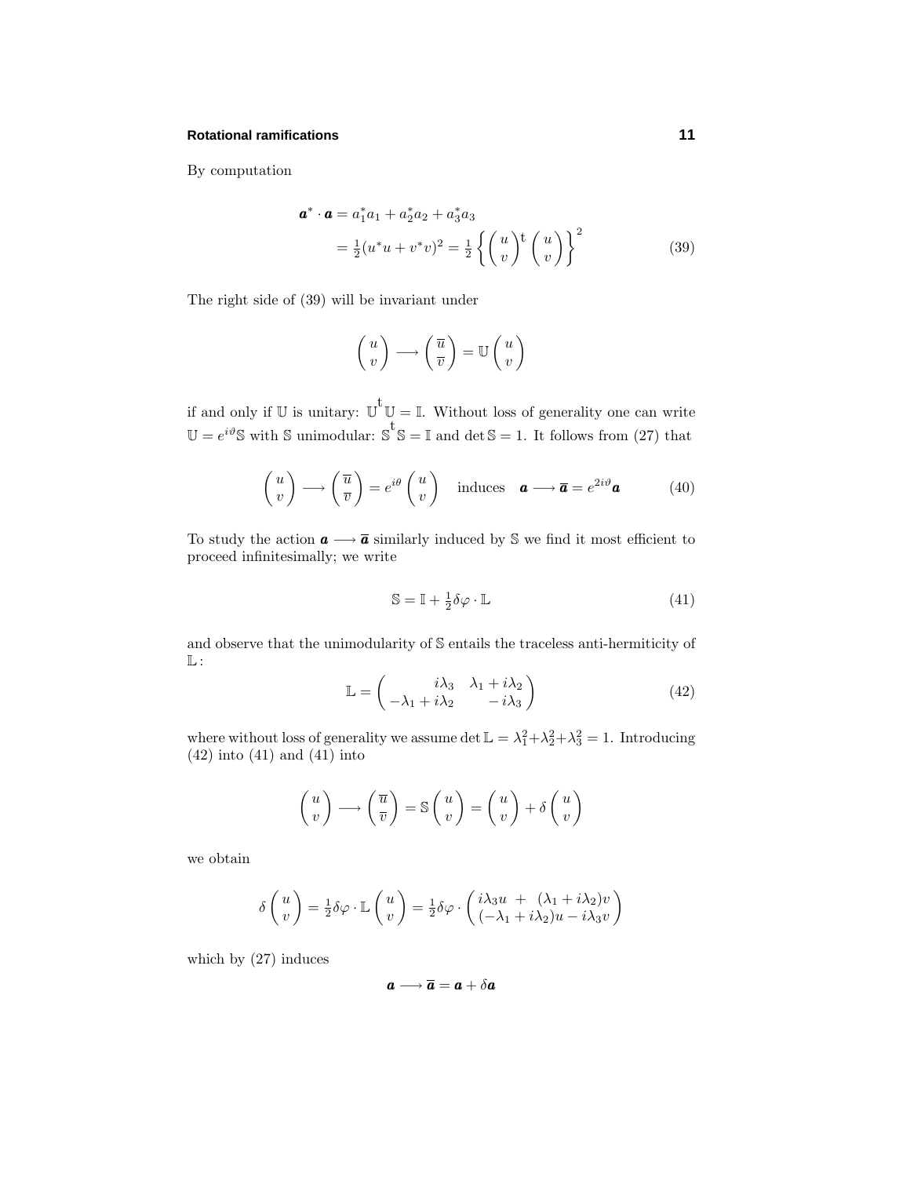By computation

$$
\begin{aligned}
\boldsymbol{a}^* \cdot \boldsymbol{a} &= a_1^* a_1 + a_2^* a_2 + a_3^* a_3 \\
&= \tfrac{1}{2}(u^* u + v^* v)^2 = \tfrac{1}{2}\left\{ \begin{pmatrix} u \\ v \end{pmatrix}^{\!\mathrm{t}} \begin{pmatrix} u \\ v \end{pmatrix} \right\}^2
\end{aligned}
\tag{39}
$$

The right side of (39) will be invariant under

$$
\begin{pmatrix} u \\ v \end{pmatrix} \longrightarrow \begin{pmatrix} \overline{u} \\ \overline{v} \end{pmatrix} = \mathbb{U} \begin{pmatrix} u \\ v \end{pmatrix}
$$

if and only if $\mathbb{U}$ is unitary: $\mathbb{U}^{\mathrm{t}}\mathbb{U} = \mathbb{I}$. Without loss of generality one can write $\mathbb{U} = e^{i\vartheta}\mathbb{S}$ with $\mathbb{S}$ unimodular: $\mathbb{S}^{\mathrm{t}}\mathbb{S} = \mathbb{I}$ and $\det \mathbb{S} = 1$. It follows from (27) that

$$
\begin{pmatrix} u \\ v \end{pmatrix} \longrightarrow \begin{pmatrix} \overline{u} \\ \overline{v} \end{pmatrix} = e^{i\theta} \begin{pmatrix} u \\ v \end{pmatrix} \quad \text{induces} \quad \boldsymbol{a} \longrightarrow \overline{\boldsymbol{a}} = e^{2i\vartheta}\boldsymbol{a}
\tag{40}
$$

To study the action $\boldsymbol{a} \longrightarrow \overline{\boldsymbol{a}}$ similarly induced by $\mathbb{S}$ we find it most efficient to proceed infinitesimally; we write

$$
\mathbb{S} = \mathbb{I} + \tfrac{1}{2}\delta\varphi \cdot \mathbb{L}
\tag{41}
$$

and observe that the unimodularity of $\mathbb{S}$ entails the traceless anti-hermiticity of $\mathbb{L}$:

$$
\mathbb{L} = \begin{pmatrix} i\lambda_3 & \lambda_1 + i\lambda_2 \\ -\lambda_1 + i\lambda_2 & -i\lambda_3 \end{pmatrix}
\tag{42}
$$

where without loss of generality we assume $\det \mathbb{L} = \lambda_1^2 + \lambda_2^2 + \lambda_3^2 = 1$. Introducing (42) into (41) and (41) into

$$
\begin{pmatrix} u \\ v \end{pmatrix} \longrightarrow \begin{pmatrix} \overline{u} \\ \overline{v} \end{pmatrix} = \mathbb{S} \begin{pmatrix} u \\ v \end{pmatrix} = \begin{pmatrix} u \\ v \end{pmatrix} + \delta \begin{pmatrix} u \\ v \end{pmatrix}
$$

we obtain

$$
\delta \begin{pmatrix} u \\ v \end{pmatrix} = \tfrac{1}{2}\delta\varphi \cdot \mathbb{L} \begin{pmatrix} u \\ v \end{pmatrix} = \tfrac{1}{2}\delta\varphi \cdot \begin{pmatrix} i\lambda_3 u \;+\; (\lambda_1 + i\lambda_2)v \\ (-\lambda_1 + i\lambda_2)u - i\lambda_3 v \end{pmatrix}
$$

which by (27) induces

$$
\boldsymbol{a} \longrightarrow \overline{\boldsymbol{a}} = \boldsymbol{a} + \delta\boldsymbol{a}
$$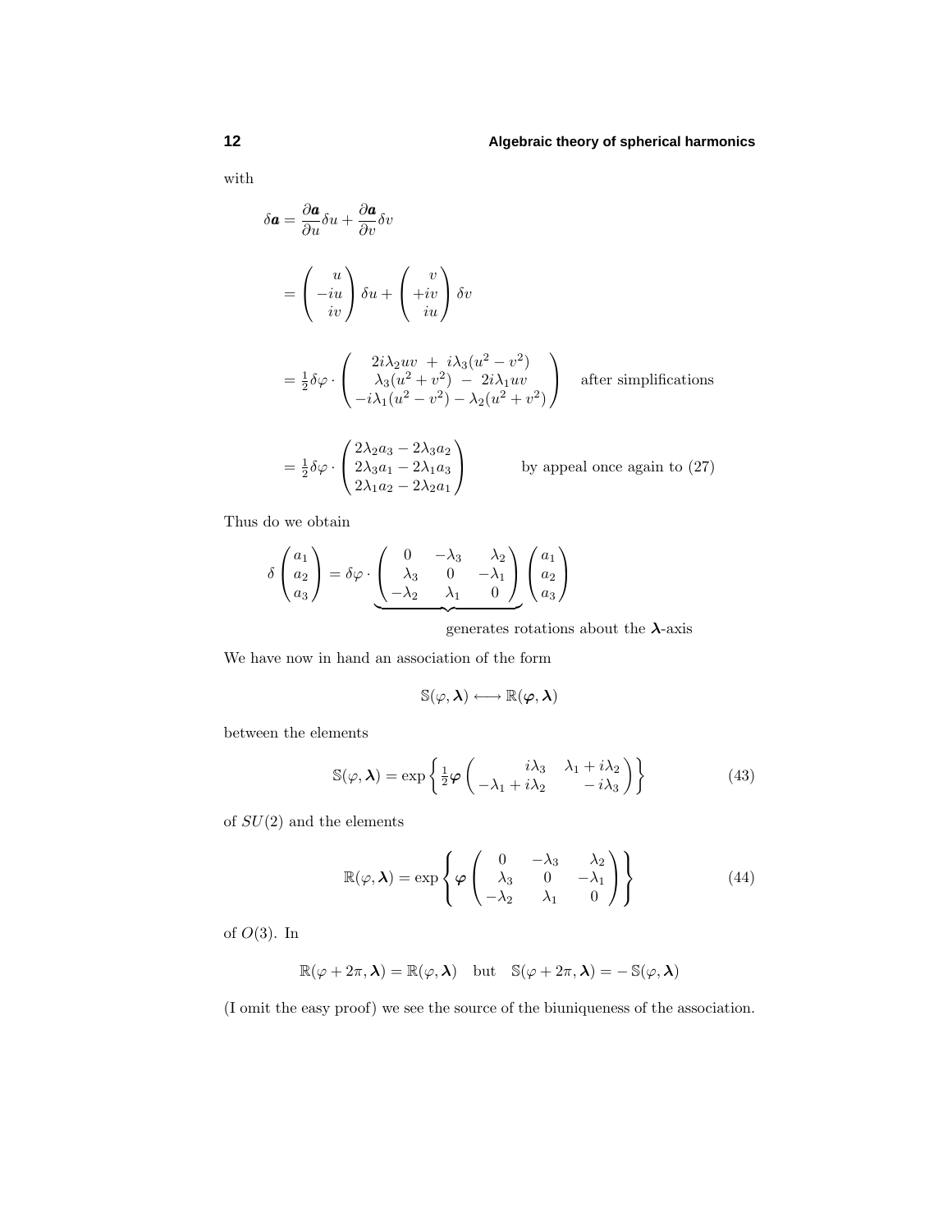with

$$\delta \boldsymbol{a} = \frac{\partial \boldsymbol{a}}{\partial u}\delta u + \frac{\partial \boldsymbol{a}}{\partial v}\delta v$$

$$= \begin{pmatrix} u \\ -iu \\ iv \end{pmatrix} \delta u + \begin{pmatrix} v \\ +iv \\ iu \end{pmatrix} \delta v$$

$$= \tfrac{1}{2}\delta\varphi \cdot \begin{pmatrix} 2i\lambda_2 uv \;+\; i\lambda_3(u^2 - v^2) \\ \lambda_3(u^2+v^2) \;-\; 2i\lambda_1 uv \\ -i\lambda_1(u^2-v^2) - \lambda_2(u^2+v^2) \end{pmatrix} \quad \text{after simplifications}$$

$$= \tfrac{1}{2}\delta\varphi \cdot \begin{pmatrix} 2\lambda_2 a_3 - 2\lambda_3 a_2 \\ 2\lambda_3 a_1 - 2\lambda_1 a_3 \\ 2\lambda_1 a_2 - 2\lambda_2 a_1 \end{pmatrix} \qquad \text{by appeal once again to (27)}$$

Thus do we obtain

$$\delta \begin{pmatrix} a_1 \\ a_2 \\ a_3 \end{pmatrix} = \delta\varphi \cdot \underbrace{\begin{pmatrix} 0 & -\lambda_3 & \lambda_2 \\ \lambda_3 & 0 & -\lambda_1 \\ -\lambda_2 & \lambda_1 & 0 \end{pmatrix}}_{\text{generates rotations about the } \boldsymbol{\lambda}\text{-axis}} \begin{pmatrix} a_1 \\ a_2 \\ a_3 \end{pmatrix}$$

We have now in hand an association of the form

$$\mathbb{S}(\varphi, \boldsymbol{\lambda}) \longleftrightarrow \mathbb{R}(\boldsymbol{\varphi}, \boldsymbol{\lambda})$$

between the elements

$$\mathbb{S}(\varphi, \boldsymbol{\lambda}) = \exp\left\{ \tfrac{1}{2}\boldsymbol{\varphi} \begin{pmatrix} i\lambda_3 & \lambda_1 + i\lambda_2 \\ -\lambda_1 + i\lambda_2 & -\,i\lambda_3 \end{pmatrix} \right\} \tag{43}$$

of $SU(2)$ and the elements

$$\mathbb{R}(\varphi, \boldsymbol{\lambda}) = \exp\left\{ \boldsymbol{\varphi} \begin{pmatrix} 0 & -\lambda_3 & \lambda_2 \\ \lambda_3 & 0 & -\lambda_1 \\ -\lambda_2 & \lambda_1 & 0 \end{pmatrix} \right\} \tag{44}$$

of $O(3)$. In

$$\mathbb{R}(\varphi + 2\pi, \boldsymbol{\lambda}) = \mathbb{R}(\varphi, \boldsymbol{\lambda}) \quad \text{but} \quad \mathbb{S}(\varphi + 2\pi, \boldsymbol{\lambda}) = -\,\mathbb{S}(\varphi, \boldsymbol{\lambda})$$

(I omit the easy proof) we see the source of the biuniqueness of the association.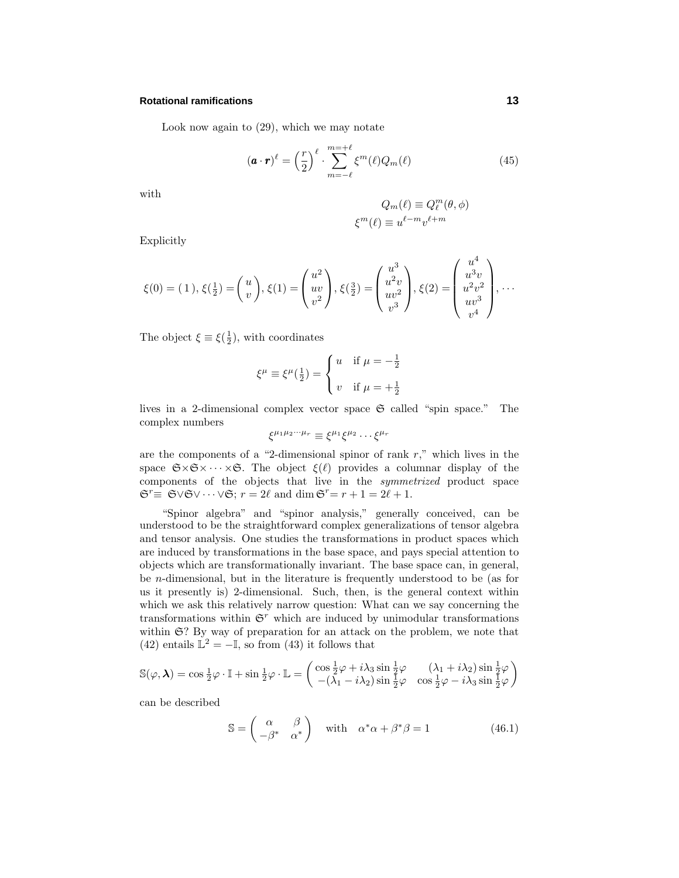Look now again to (29), which we may notate

$$(\boldsymbol{a}\cdot\boldsymbol{r})^\ell = \left(\frac{r}{2}\right)^\ell \cdot \sum_{m=-\ell}^{m=+\ell} \xi^m(\ell) Q_m(\ell) \tag{45}$$

with

$$\begin{aligned} Q_m(\ell) &\equiv Q_\ell^m(\theta,\phi) \\ \xi^m(\ell) &\equiv u^{\ell-m}v^{\ell+m} \end{aligned}$$

Explicitly

$$\xi(0) = (\,1\,),\, \xi(\tfrac{1}{2}) = \begin{pmatrix} u \\ v \end{pmatrix},\, \xi(1) = \begin{pmatrix} u^2 \\ uv \\ v^2 \end{pmatrix},\, \xi(\tfrac{3}{2}) = \begin{pmatrix} u^3 \\ u^2 v \\ uv^2 \\ v^3 \end{pmatrix},\, \xi(2) = \begin{pmatrix} u^4 \\ u^3 v \\ u^2 v^2 \\ uv^3 \\ v^4 \end{pmatrix}, \cdots$$

The object $\xi \equiv \xi(\frac{1}{2})$, with coordinates

$$\xi^\mu \equiv \xi^\mu(\tfrac{1}{2}) = \begin{cases} u & \text{if } \mu = -\frac{1}{2} \\ \\ v & \text{if } \mu = +\frac{1}{2} \end{cases}$$

lives in a 2-dimensional complex vector space $\mathfrak{S}$ called "spin space." The complex numbers

$$\xi^{\mu_1\mu_2\cdots\mu_r} \equiv \xi^{\mu_1}\xi^{\mu_2}\cdots\xi^{\mu_r}$$

are the components of a "2-dimensional spinor of rank $r$," which lives in the space $\mathfrak{S}\times\mathfrak{S}\times\cdots\times\mathfrak{S}$. The object $\xi(\ell)$ provides a columnar display of the components of the objects that live in the *symmetrized* product space $\mathfrak{S}^r \equiv \mathfrak{S}\vee\mathfrak{S}\vee\cdots\vee\mathfrak{S}$; $r = 2\ell$ and $\dim\mathfrak{S}^r = r+1 = 2\ell+1$.

"Spinor algebra" and "spinor analysis," generally conceived, can be understood to be the straightforward complex generalizations of tensor algebra and tensor analysis. One studies the transformations in product spaces which are induced by transformations in the base space, and pays special attention to objects which are transformationally invariant. The base space can, in general, be $n$-dimensional, but in the literature is frequently understood to be (as for us it presently is) 2-dimensional. Such, then, is the general context within which we ask this relatively narrow question: What can we say concerning the transformations within $\mathfrak{S}^r$ which are induced by unimodular transformations within $\mathfrak{S}$? By way of preparation for an attack on the problem, we note that (42) entails $\mathbb{L}^2 = -\mathbb{I}$, so from (43) it follows that

$$\mathbb{S}(\varphi,\boldsymbol{\lambda}) = \cos\tfrac{1}{2}\varphi\cdot\mathbb{I} + \sin\tfrac{1}{2}\varphi\cdot\mathbb{L} = \begin{pmatrix} \cos\frac{1}{2}\varphi + i\lambda_3\sin\frac{1}{2}\varphi & (\lambda_1 + i\lambda_2)\sin\frac{1}{2}\varphi \\ -(\lambda_1 - i\lambda_2)\sin\frac{1}{2}\varphi & \cos\frac{1}{2}\varphi - i\lambda_3\sin\frac{1}{2}\varphi \end{pmatrix}$$

can be described

$$\mathbb{S} = \begin{pmatrix} \alpha & \beta \\ -\beta^* & \alpha^* \end{pmatrix} \quad \text{with} \quad \alpha^*\alpha + \beta^*\beta = 1 \tag{46.1}$$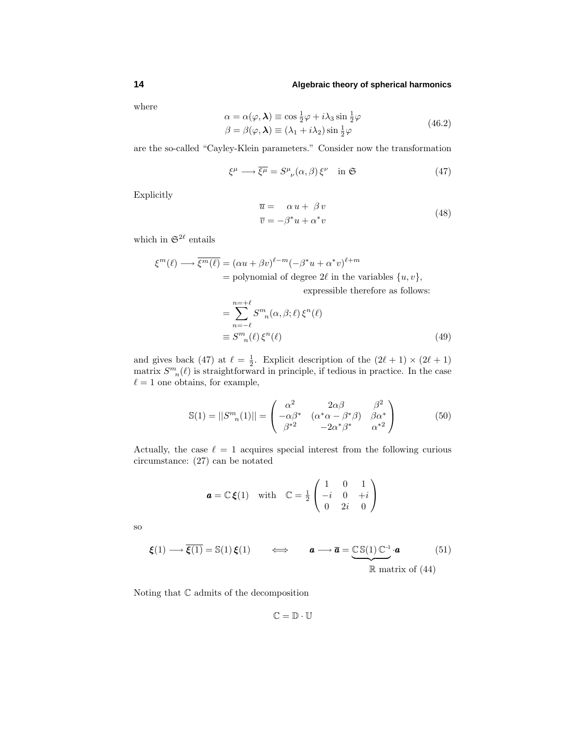where

$$
\begin{aligned}
\alpha = \alpha(\varphi, \boldsymbol{\lambda}) &\equiv \cos\tfrac{1}{2}\varphi + i\lambda_3 \sin\tfrac{1}{2}\varphi \\
\beta = \beta(\varphi, \boldsymbol{\lambda}) &\equiv (\lambda_1 + i\lambda_2)\sin\tfrac{1}{2}\varphi
\end{aligned}
\tag{46.2}
$$

are the so-called "Cayley-Klein parameters." Consider now the transformation

$$
\xi^\mu \longrightarrow \overline{\xi^\mu} = S^\mu{}_\nu(\alpha, \beta)\, \xi^\nu \quad \text{in } \mathfrak{S} \tag{47}
$$

Explicitly

$$
\begin{aligned}
\overline{u} &= \quad \alpha\, u + \ \beta\, v \\
\overline{v} &= -\beta^* u + \alpha^* v
\end{aligned}
\tag{48}
$$

which in $\mathfrak{S}^{2\ell}$ entails

$$
\begin{aligned}
\xi^m(\ell) \longrightarrow \overline{\xi^m(\ell)} &= (\alpha u + \beta v)^{\ell - m}(-\beta^* u + \alpha^* v)^{\ell + m} \\
&= \text{polynomial of degree } 2\ell \text{ in the variables } \{u, v\}, \\
&\qquad\qquad\qquad\qquad \text{expressible therefore as follows:} \\
&= \sum_{n=-\ell}^{n=+\ell} S^m{}_n(\alpha, \beta; \ell)\, \xi^n(\ell) \\
&\equiv S^m{}_n(\ell)\, \xi^n(\ell)
\end{aligned}
\tag{49}
$$

and gives back (47) at $\ell = \frac{1}{2}$. Explicit description of the $(2\ell + 1) \times (2\ell + 1)$ matrix $S^m{}_n(\ell)$ is straightforward in principle, if tedious in practice. In the case $\ell = 1$ one obtains, for example,

$$
\mathbb{S}(1) = ||S^m{}_n(1)|| = \begin{pmatrix} \alpha^2 & 2\alpha\beta & \beta^2 \\ -\alpha\beta^* & (\alpha^*\alpha - \beta^*\beta) & \beta\alpha^* \\ \beta^{*2} & -2\alpha^*\beta^* & \alpha^{*2} \end{pmatrix} \tag{50}
$$

Actually, the case $\ell = 1$ acquires special interest from the following curious circumstance: (27) can be notated

$$
\boldsymbol{a} = \mathbb{C}\, \boldsymbol{\xi}(1) \quad \text{with} \quad \mathbb{C} = \tfrac{1}{2}\begin{pmatrix} 1 & 0 & 1 \\ -i & 0 & +i \\ 0 & 2i & 0 \end{pmatrix}
$$

so

$$
\boldsymbol{\xi}(1) \longrightarrow \overline{\boldsymbol{\xi}(1)} = \mathbb{S}(1)\, \boldsymbol{\xi}(1) \qquad \Longleftrightarrow \qquad \boldsymbol{a} \longrightarrow \overline{\boldsymbol{a}} = \underbrace{\mathbb{C}\, \mathbb{S}(1)\, \mathbb{C}^{-1}}_{\mathbb{R} \text{ matrix of (44)}} \cdot \boldsymbol{a} \tag{51}
$$

Noting that $\mathbb{C}$ admits of the decomposition

$$
\mathbb{C} = \mathbb{D} \cdot \mathbb{U}
$$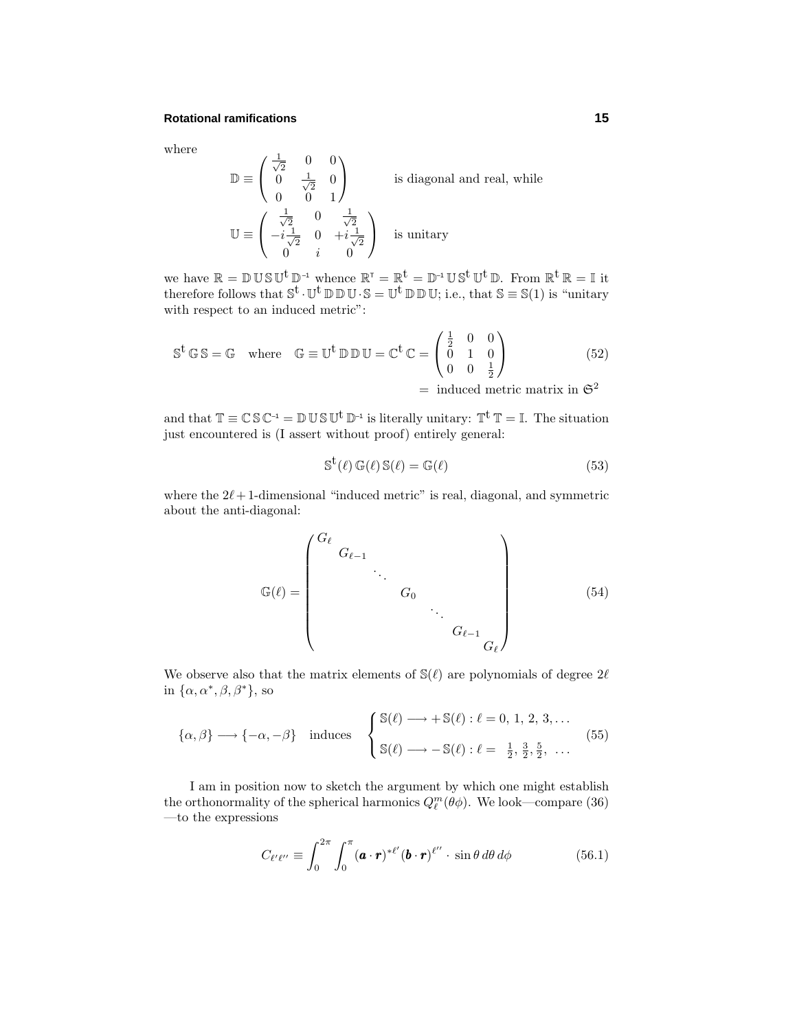where

$$\mathbb{D} \equiv \begin{pmatrix} \frac{1}{\sqrt{2}} & 0 & 0 \\ 0 & \frac{1}{\sqrt{2}} & 0 \\ 0 & 0 & 1 \end{pmatrix} \qquad \text{is diagonal and real, while}$$

$$\mathbb{U} \equiv \begin{pmatrix} \frac{1}{\sqrt{2}} & 0 & \frac{1}{\sqrt{2}} \\ -i\frac{1}{\sqrt{2}} & 0 & +i\frac{1}{\sqrt{2}} \\ 0 & i & 0 \end{pmatrix} \quad \text{is unitary}$$

we have $\mathbb{R} = \mathbb{D}\,\mathbb{U}\,\mathbb{S}\,\mathbb{U}^{\mathrm{t}}\,\mathbb{D}^{-1}$ whence $\mathbb{R}^{\mathsf{T}} = \mathbb{R}^{\mathrm{t}} = \mathbb{D}^{-1}\,\mathbb{U}\,\mathbb{S}^{\mathrm{t}}\,\mathbb{U}^{\mathrm{t}}\,\mathbb{D}$. From $\mathbb{R}^{\mathrm{t}}\,\mathbb{R} = \mathbb{I}$ it therefore follows that $\mathbb{S}^{\mathrm{t}} \cdot \mathbb{U}^{\mathrm{t}}\,\mathbb{D}\,\mathbb{D}\,\mathbb{U} \cdot \mathbb{S} = \mathbb{U}^{\mathrm{t}}\,\mathbb{D}\,\mathbb{D}\,\mathbb{U}$; i.e., that $\mathbb{S} \equiv \mathbb{S}(1)$ is "unitary with respect to an induced metric":

$$\mathbb{S}^{\mathrm{t}}\,\mathbb{G}\,\mathbb{S} = \mathbb{G} \quad \text{where} \quad \mathbb{G} \equiv \mathbb{U}^{\mathrm{t}}\,\mathbb{D}\,\mathbb{D}\,\mathbb{U} = \mathbb{C}^{\mathrm{t}}\,\mathbb{C} = \begin{pmatrix} \frac{1}{2} & 0 & 0 \\ 0 & 1 & 0 \\ 0 & 0 & \frac{1}{2} \end{pmatrix} \tag{52}$$

$$= \text{ induced metric matrix in } \mathfrak{S}^2$$

and that $\mathbb{T} \equiv \mathbb{C}\,\mathbb{S}\,\mathbb{C}^{-1} = \mathbb{D}\,\mathbb{U}\,\mathbb{S}\,\mathbb{U}^{\mathrm{t}}\,\mathbb{D}^{-1}$ is literally unitary: $\mathbb{T}^{\mathrm{t}}\,\mathbb{T} = \mathbb{I}$. The situation just encountered is (I assert without proof) entirely general:

$$\mathbb{S}^{\mathrm{t}}(\ell)\,\mathbb{G}(\ell)\,\mathbb{S}(\ell) = \mathbb{G}(\ell) \tag{53}$$

where the $2\ell+1$-dimensional "induced metric" is real, diagonal, and symmetric about the anti-diagonal:

$$\mathbb{G}(\ell) = \begin{pmatrix} G_\ell & & & & & & \\ & G_{\ell-1} & & & & & \\ & & \ddots & & & & \\ & & & G_0 & & & \\ & & & & \ddots & & \\ & & & & & G_{\ell-1} & \\ & & & & & & G_\ell \end{pmatrix} \tag{54}$$

We observe also that the matrix elements of $\mathbb{S}(\ell)$ are polynomials of degree $2\ell$ in $\{\alpha, \alpha^*, \beta, \beta^*\}$, so

$$\{\alpha, \beta\} \longrightarrow \{-\alpha, -\beta\} \quad \text{induces} \quad \begin{cases} \mathbb{S}(\ell) \longrightarrow +\mathbb{S}(\ell) : \ell = 0,\, 1,\, 2,\, 3, \ldots \\[6pt] \mathbb{S}(\ell) \longrightarrow -\mathbb{S}(\ell) : \ell = \ \frac{1}{2},\, \frac{3}{2},\, \frac{5}{2},\ \ldots \end{cases} \tag{55}$$

I am in position now to sketch the argument by which one might establish the orthonormality of the spherical harmonics $Q_\ell^m(\theta\phi)$. We look—compare (36)—to the expressions

$$C_{\ell'\ell''} \equiv \int_0^{2\pi}\!\!\int_0^{\pi} (\boldsymbol{a}\cdot\boldsymbol{r})^{*\ell'}(\boldsymbol{b}\cdot\boldsymbol{r})^{\ell''} \cdot \sin\theta\, d\theta\, d\phi \tag{56.1}$$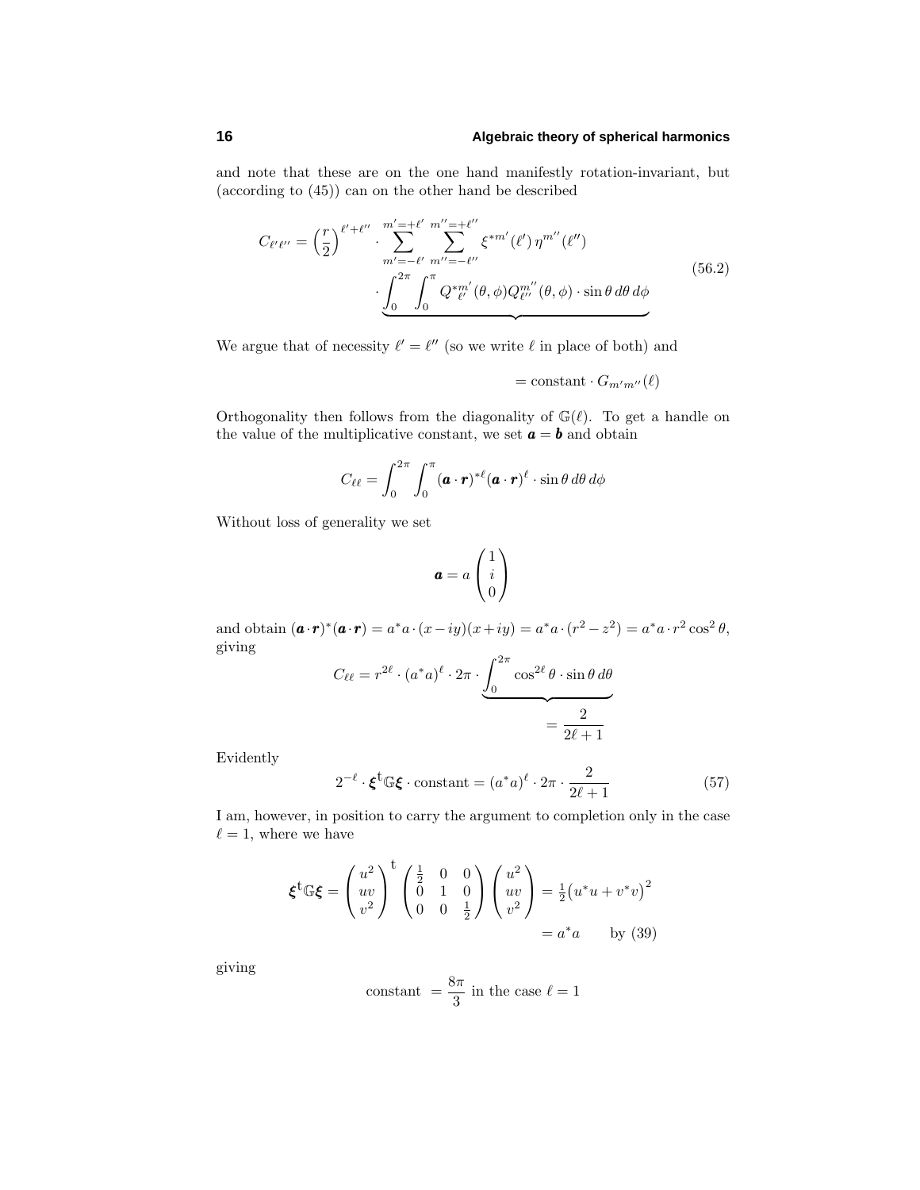and note that these are on the one hand manifestly rotation-invariant, but (according to (45)) can on the other hand be described

$$
\begin{aligned}
C_{\ell'\ell''} = \left(\frac{r}{2}\right)^{\ell'+\ell''} \cdot \sum_{m'=-\ell'}^{m'=+\ell'} \sum_{m''=-\ell''}^{m''=+\ell''} \xi^{*m'}(\ell')\,\eta^{m''}(\ell'') \\
\cdot \underbrace{\int_0^{2\pi}\!\!\int_0^{\pi} Q^{*m'}_{\ell'}(\theta,\phi) Q^{m''}_{\ell''}(\theta,\phi)\cdot \sin\theta\, d\theta\, d\phi}
\end{aligned}
\tag{56.2}
$$

We argue that of necessity $\ell' = \ell''$ (so we write $\ell$ in place of both) and

$$
= \text{constant} \cdot G_{m'm''}(\ell)
$$

Orthogonality then follows from the diagonality of $\mathbb{G}(\ell)$. To get a handle on the value of the multiplicative constant, we set $\boldsymbol{a} = \boldsymbol{b}$ and obtain

$$
C_{\ell\ell} = \int_0^{2\pi}\!\!\int_0^{\pi} (\boldsymbol{a}\cdot\boldsymbol{r})^{*\ell}(\boldsymbol{a}\cdot\boldsymbol{r})^{\ell}\cdot \sin\theta\, d\theta\, d\phi
$$

Without loss of generality we set

$$
\boldsymbol{a} = a\begin{pmatrix} 1 \\ i \\ 0 \end{pmatrix}
$$

and obtain $(\boldsymbol{a}\cdot\boldsymbol{r})^*(\boldsymbol{a}\cdot\boldsymbol{r}) = a^*a\cdot(x-iy)(x+iy) = a^*a\cdot(r^2-z^2) = a^*a\cdot r^2\cos^2\theta$, giving

$$
C_{\ell\ell} = r^{2\ell}\cdot(a^*a)^{\ell}\cdot 2\pi\cdot \underbrace{\int_0^{2\pi}\cos^{2\ell}\theta\cdot\sin\theta\, d\theta}_{=\,\frac{2}{2\ell+1}}
$$

Evidently

$$
2^{-\ell}\cdot\boldsymbol{\xi}^{\mathrm{t}}\mathbb{G}\boldsymbol{\xi}\cdot\text{constant} = (a^*a)^{\ell}\cdot 2\pi\cdot\frac{2}{2\ell+1}
\tag{57}
$$

I am, however, in position to carry the argument to completion only in the case $\ell = 1$, where we have

$$
\begin{aligned}
\boldsymbol{\xi}^{\mathrm{t}}\mathbb{G}\boldsymbol{\xi} = \begin{pmatrix} u^2 \\ uv \\ v^2 \end{pmatrix}^{\mathrm{t}} \begin{pmatrix} \frac{1}{2} & 0 & 0 \\ 0 & 1 & 0 \\ 0 & 0 & \frac{1}{2} \end{pmatrix} \begin{pmatrix} u^2 \\ uv \\ v^2 \end{pmatrix} &= \tfrac{1}{2}\big(u^*u + v^*v\big)^2 \\
&= a^*a \qquad \text{by (39)}
\end{aligned}
$$

giving

$$
\text{constant } = \frac{8\pi}{3} \text{ in the case } \ell = 1
$$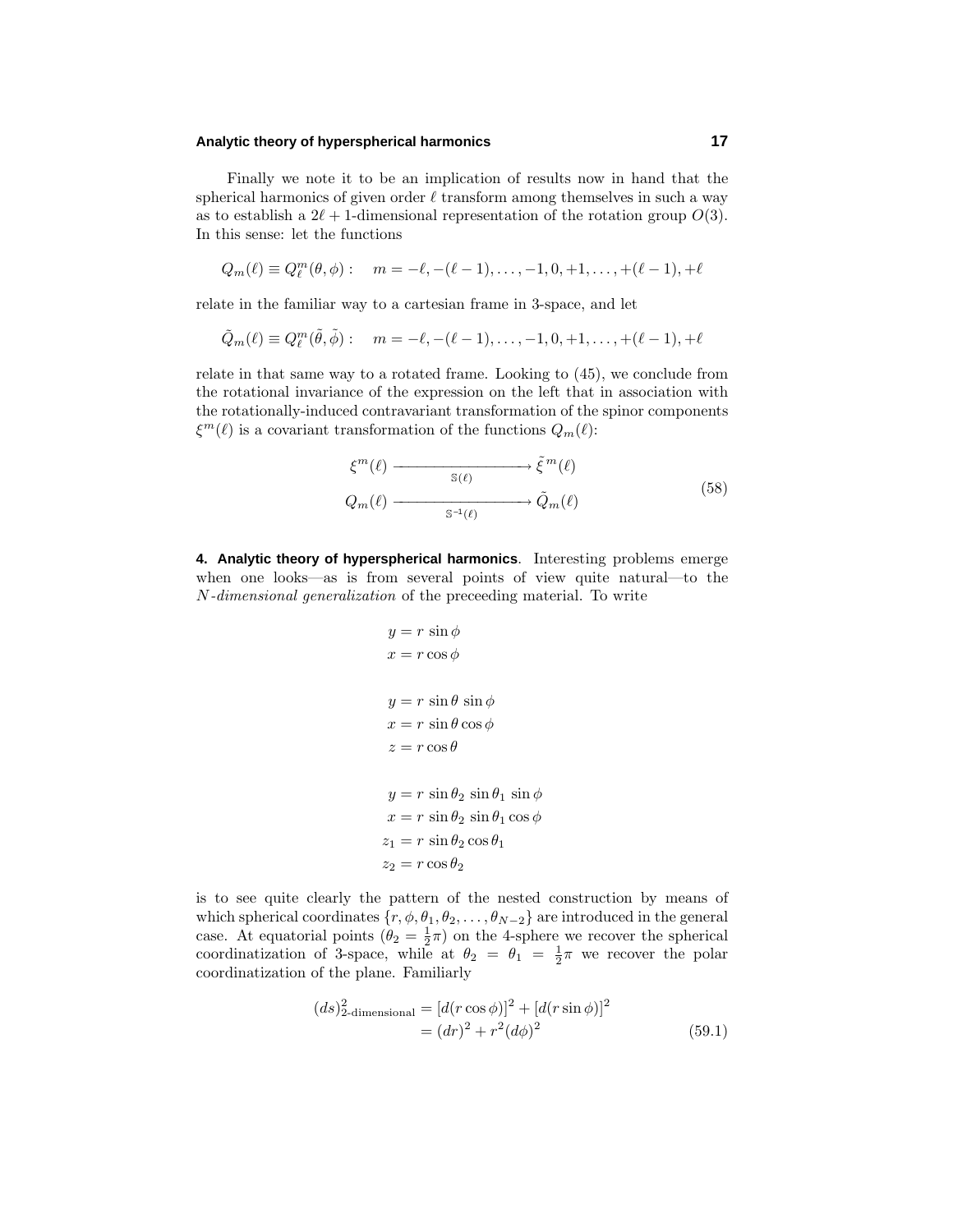Finally we note it to be an implication of results now in hand that the spherical harmonics of given order $\ell$ transform among themselves in such a way as to establish a $2\ell+1$-dimensional representation of the rotation group $O(3)$. In this sense: let the functions

$$Q_m(\ell) \equiv Q_\ell^m(\theta,\phi): \quad m = -\ell, -(\ell-1), \ldots, -1, 0, +1, \ldots, +(\ell-1), +\ell$$

relate in the familiar way to a cartesian frame in 3-space, and let

$$\tilde{Q}_m(\ell) \equiv Q_\ell^m(\tilde{\theta},\tilde{\phi}): \quad m = -\ell, -(\ell-1), \ldots, -1, 0, +1, \ldots, +(\ell-1), +\ell$$

relate in that same way to a rotated frame. Looking to (45), we conclude from the rotational invariance of the expression on the left that in association with the rotationally-induced contravariant transformation of the spinor components $\xi^m(\ell)$ is a covariant transformation of the functions $Q_m(\ell)$:

$$\begin{aligned}
\xi^m(\ell) &\xrightarrow[\mathbb{S}(\ell)]{\hspace{3em}} \tilde{\xi}^m(\ell) \\
Q_m(\ell) &\xrightarrow[\mathbb{S}^{-1}(\ell)]{\hspace{3em}} \tilde{Q}_m(\ell)
\end{aligned} \tag{58}$$

## 4. Analytic theory of hyperspherical harmonics

Interesting problems emerge when one looks—as is from several points of view quite natural—to the *N-dimensional generalization* of the preceeding material. To write

$$\begin{aligned}
y &= r\,\sin\phi \\
x &= r\cos\phi
\end{aligned}$$

$$\begin{aligned}
y &= r\,\sin\theta\,\sin\phi \\
x &= r\,\sin\theta\cos\phi \\
z &= r\cos\theta
\end{aligned}$$

$$\begin{aligned}
y &= r\,\sin\theta_2\,\sin\theta_1\,\sin\phi \\
x &= r\,\sin\theta_2\,\sin\theta_1\cos\phi \\
z_1 &= r\,\sin\theta_2\cos\theta_1 \\
z_2 &= r\cos\theta_2
\end{aligned}$$

is to see quite clearly the pattern of the nested construction by means of which spherical coordinates $\{r,\phi,\theta_1,\theta_2,\ldots,\theta_{N-2}\}$ are introduced in the general case. At equatorial points ($\theta_2 = \frac{1}{2}\pi$) on the 4-sphere we recover the spherical coordinatization of 3-space, while at $\theta_2 = \theta_1 = \frac{1}{2}\pi$ we recover the polar coordinatization of the plane. Familiarly

$$\begin{aligned}
(ds)^2_{\text{2-dimensional}} &= [d(r\cos\phi)]^2 + [d(r\sin\phi)]^2 \\
&= (dr)^2 + r^2(d\phi)^2
\end{aligned} \tag{59.1}$$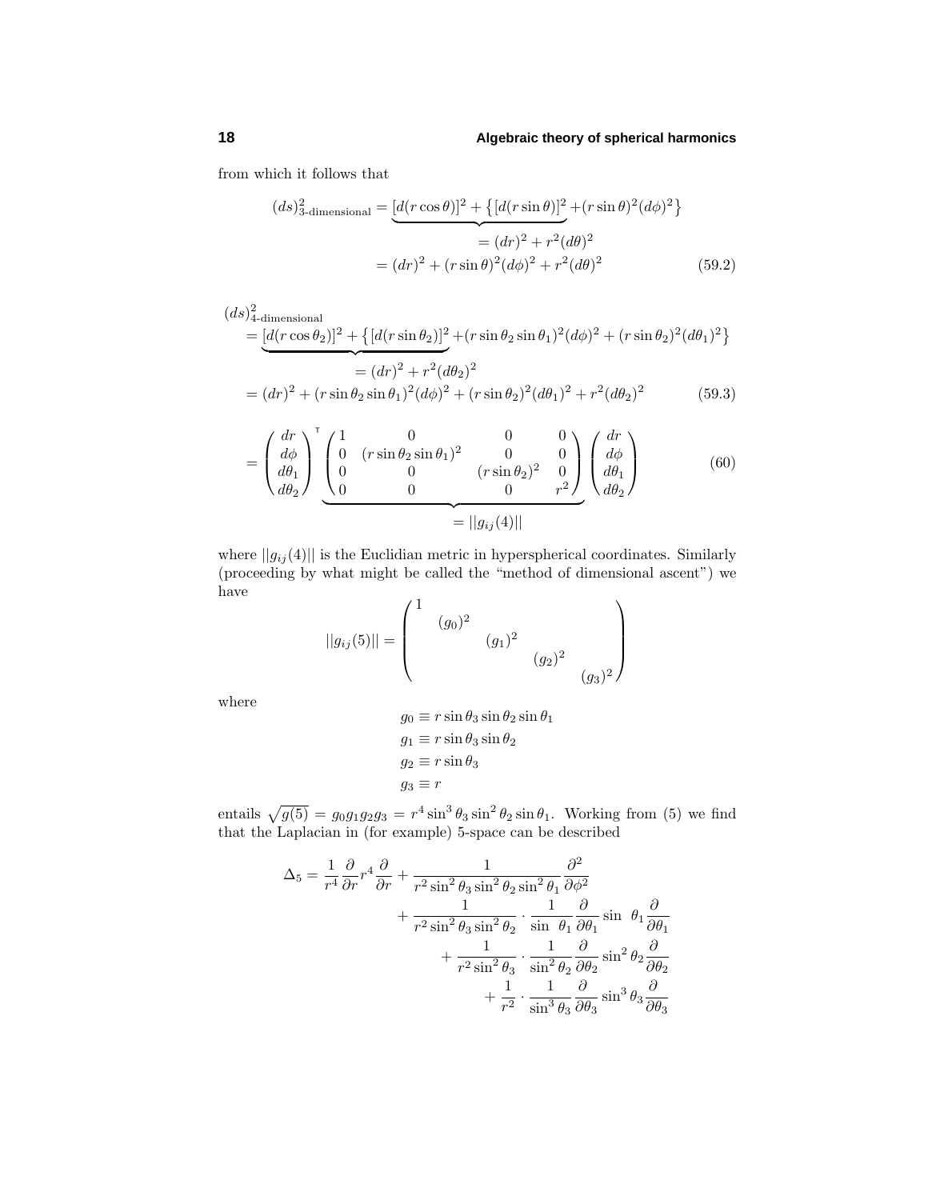from which it follows that

$$
\begin{aligned}
(ds)^2_{\text{3-dimensional}} &= \underbrace{[d(r\cos\theta)]^2 + \big\{[d(r\sin\theta)]^2}_{\displaystyle = (dr)^2 + r^2(d\theta)^2} + (r\sin\theta)^2(d\phi)^2\big\} \\
&= (dr)^2 + (r\sin\theta)^2(d\phi)^2 + r^2(d\theta)^2 \qquad (59.2)
\end{aligned}
$$

$$
\begin{aligned}
&(ds)^2_{\text{4-dimensional}} \\
&= \underbrace{[d(r\cos\theta_2)]^2 + \big\{[d(r\sin\theta_2)]^2}_{\displaystyle = (dr)^2 + r^2(d\theta_2)^2} + (r\sin\theta_2\sin\theta_1)^2(d\phi)^2 + (r\sin\theta_2)^2(d\theta_1)^2\big\} \\
&= (dr)^2 + (r\sin\theta_2\sin\theta_1)^2(d\phi)^2 + (r\sin\theta_2)^2(d\theta_1)^2 + r^2(d\theta_2)^2 \qquad (59.3)
\end{aligned}
$$

$$
= \begin{pmatrix} dr \\ d\phi \\ d\theta_1 \\ d\theta_2 \end{pmatrix}^{\mathsf{T}} \underbrace{\begin{pmatrix} 1 & 0 & 0 & 0 \\ 0 & (r\sin\theta_2\sin\theta_1)^2 & 0 & 0 \\ 0 & 0 & (r\sin\theta_2)^2 & 0 \\ 0 & 0 & 0 & r^2 \end{pmatrix}}_{\displaystyle = ||g_{ij}(4)||} \begin{pmatrix} dr \\ d\phi \\ d\theta_1 \\ d\theta_2 \end{pmatrix} \qquad (60)
$$

where $||g_{ij}(4)||$ is the Euclidian metric in hyperspherical coordinates. Similarly (proceeding by what might be called the "method of dimensional ascent") we have

$$
||g_{ij}(5)|| = \begin{pmatrix} 1 & & & & \\ & (g_0)^2 & & & \\ & & (g_1)^2 & & \\ & & & (g_2)^2 & \\ & & & & (g_3)^2 \end{pmatrix}
$$

where

$$
\begin{aligned}
g_0 &\equiv r\sin\theta_3\sin\theta_2\sin\theta_1 \\
g_1 &\equiv r\sin\theta_3\sin\theta_2 \\
g_2 &\equiv r\sin\theta_3 \\
g_3 &\equiv r
\end{aligned}
$$

entails $\sqrt{g(5)} = g_0 g_1 g_2 g_3 = r^4\sin^3\theta_3\sin^2\theta_2\sin\theta_1$. Working from (5) we find that the Laplacian in (for example) 5-space can be described

$$
\begin{aligned}
\Delta_5 = \frac{1}{r^4}\frac{\partial}{\partial r}r^4\frac{\partial}{\partial r} &+ \frac{1}{r^2\sin^2\theta_3\sin^2\theta_2\sin^2\theta_1}\frac{\partial^2}{\partial\phi^2} \\
&+ \frac{1}{r^2\sin^2\theta_3\sin^2\theta_2}\cdot\frac{1}{\sin\ \theta_1}\frac{\partial}{\partial\theta_1}\sin\ \theta_1\frac{\partial}{\partial\theta_1} \\
&+ \frac{1}{r^2\sin^2\theta_3}\cdot\frac{1}{\sin^2\theta_2}\frac{\partial}{\partial\theta_2}\sin^2\theta_2\frac{\partial}{\partial\theta_2} \\
&+ \frac{1}{r^2}\cdot\frac{1}{\sin^3\theta_3}\frac{\partial}{\partial\theta_3}\sin^3\theta_3\frac{\partial}{\partial\theta_3}
\end{aligned}
$$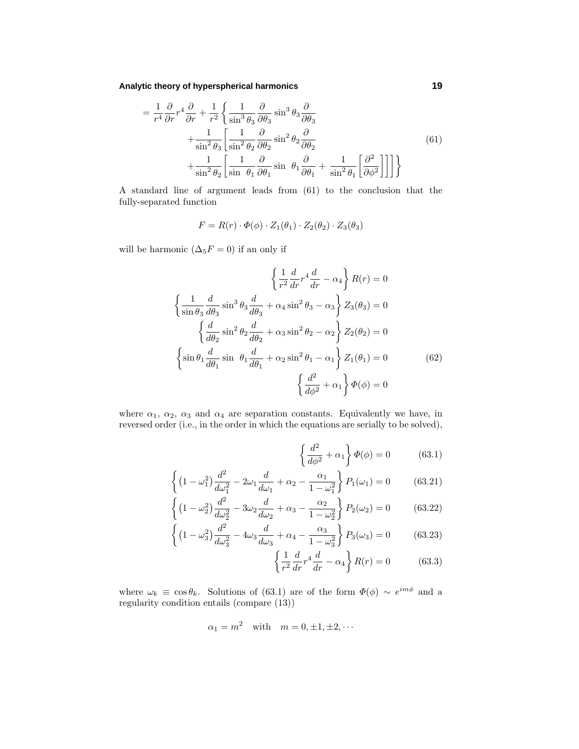$$
\begin{aligned}
= \frac{1}{r^4}\frac{\partial}{\partial r}r^4\frac{\partial}{\partial r} + \frac{1}{r^2}\Bigg\{ & \frac{1}{\sin^3\theta_3}\frac{\partial}{\partial\theta_3}\sin^3\theta_3\frac{\partial}{\partial\theta_3} \\
& + \frac{1}{\sin^2\theta_3}\Bigg[\frac{1}{\sin^2\theta_2}\frac{\partial}{\partial\theta_2}\sin^2\theta_2\frac{\partial}{\partial\theta_2} \\
& + \frac{1}{\sin^2\theta_2}\Bigg[\frac{1}{\sin\ \theta_1}\frac{\partial}{\partial\theta_1}\sin\ \theta_1\frac{\partial}{\partial\theta_1} + \frac{1}{\sin^2\theta_1}\Bigg[\frac{\partial^2}{\partial\phi^2}\Bigg]\Bigg]\Bigg]\Bigg\}
\end{aligned}
\tag{61}
$$

A standard line of argument leads from (61) to the conclusion that the fully-separated function

$$
F = R(r)\cdot \Phi(\phi)\cdot Z_1(\theta_1)\cdot Z_2(\theta_2)\cdot Z_3(\theta_3)
$$

will be harmonic ($\Delta_5 F = 0$) if an only if

$$
\begin{aligned}
\left\{\frac{1}{r^2}\frac{d}{dr}r^4\frac{d}{dr} - \alpha_4\right\}R(r) &= 0 \\
\left\{\frac{1}{\sin\theta_3}\frac{d}{d\theta_3}\sin^3\theta_3\frac{d}{d\theta_3} + \alpha_4\sin^2\theta_3 - \alpha_3\right\}Z_3(\theta_3) &= 0 \\
\left\{\frac{d}{d\theta_2}\sin^2\theta_2\frac{d}{d\theta_2} + \alpha_3\sin^2\theta_2 - \alpha_2\right\}Z_2(\theta_2) &= 0 \\
\left\{\sin\theta_1\frac{d}{d\theta_1}\sin\ \theta_1\frac{d}{d\theta_1} + \alpha_2\sin^2\theta_1 - \alpha_1\right\}Z_1(\theta_1) &= 0 \\
\left\{\frac{d^2}{d\phi^2} + \alpha_1\right\}\Phi(\phi) &= 0
\end{aligned}
\tag{62}
$$

where $\alpha_1$, $\alpha_2$, $\alpha_3$ and $\alpha_4$ are separation constants. Equivalently we have, in reversed order (i.e., in the order in which the equations are serially to be solved),

$$
\left\{\frac{d^2}{d\phi^2} + \alpha_1\right\}\Phi(\phi) = 0 \tag{63.1}
$$

$$
\left\{\left(1-\omega_1^2\right)\frac{d^2}{d\omega_1^2} - 2\omega_1\frac{d}{d\omega_1} + \alpha_2 - \frac{\alpha_1}{1-\omega_1^2}\right\}P_1(\omega_1) = 0 \tag{63.21}
$$

$$
\left\{\left(1-\omega_2^2\right)\frac{d^2}{d\omega_2^2} - 3\omega_2\frac{d}{d\omega_2} + \alpha_3 - \frac{\alpha_2}{1-\omega_2^2}\right\}P_2(\omega_2) = 0 \tag{63.22}
$$

$$
\left\{\left(1-\omega_3^2\right)\frac{d^2}{d\omega_3^2} - 4\omega_3\frac{d}{d\omega_3} + \alpha_4 - \frac{\alpha_3}{1-\omega_3^2}\right\}P_3(\omega_3) = 0 \tag{63.23}
$$

$$
\left\{\frac{1}{r^2}\frac{d}{dr}r^4\frac{d}{dr} - \alpha_4\right\}R(r) = 0 \tag{63.3}
$$

where $\omega_k \equiv \cos\theta_k$. Solutions of (63.1) are of the form $\Phi(\phi) \sim e^{im\phi}$ and a regularity condition entails (compare (13))

$$
\alpha_1 = m^2 \quad \text{with} \quad m = 0, \pm 1, \pm 2, \cdots
$$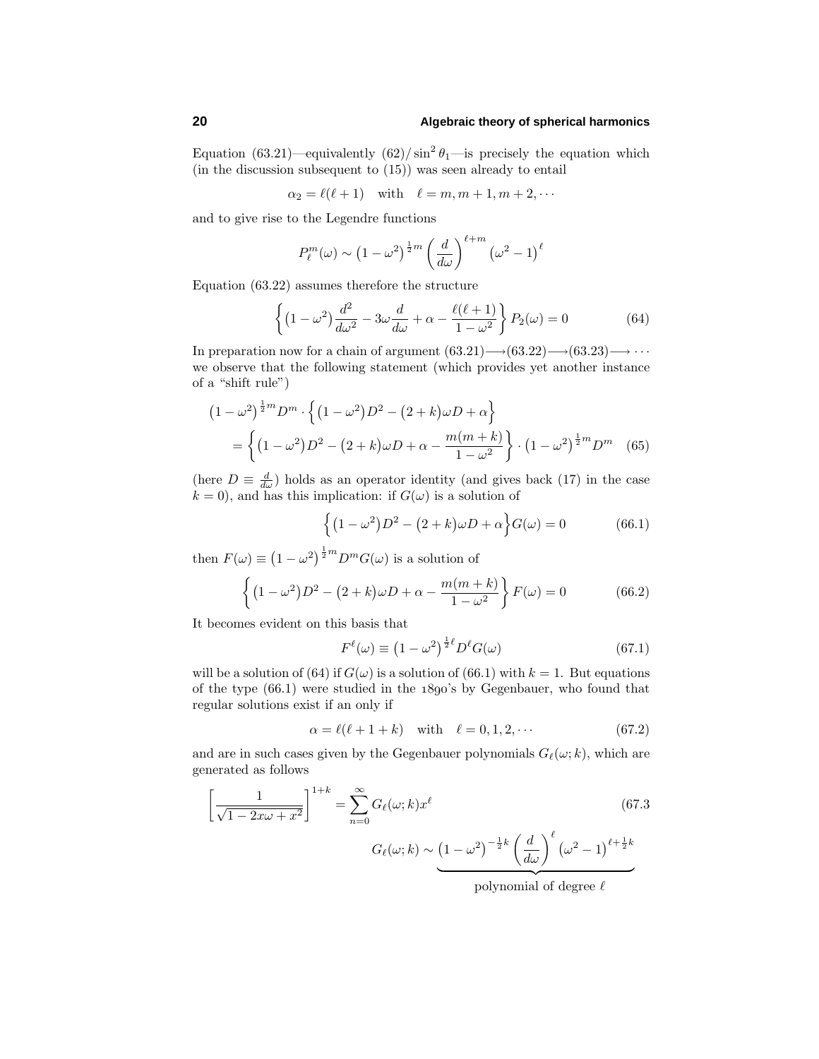Equation (63.21)—equivalently (62)/ $\sin^2\theta_1$—is precisely the equation which (in the discussion subsequent to (15)) was seen already to entail

$$\alpha_2 = \ell(\ell+1) \quad \text{with} \quad \ell = m, m+1, m+2, \cdots$$

and to give rise to the Legendre functions

$$P_\ell^m(\omega) \sim \big(1-\omega^2\big)^{\frac{1}{2}m}\left(\frac{d}{d\omega}\right)^{\ell+m}\big(\omega^2-1\big)^\ell$$

Equation (63.22) assumes therefore the structure

$$\left\{\big(1-\omega^2\big)\frac{d^2}{d\omega^2} - 3\omega\frac{d}{d\omega} + \alpha - \frac{\ell(\ell+1)}{1-\omega^2}\right\}P_2(\omega) = 0 \tag{64}$$

In preparation now for a chain of argument (63.21)⟶(63.22)⟶(63.23)⟶ ⋯ we observe that the following statement (which provides yet another instance of a "shift rule")

$$\begin{aligned}\big(1-\omega^2\big)^{\frac{1}{2}m}D^m\cdot\Big\{\big(1-\omega^2\big)D^2 - \big(2+k\big)\omega D + \alpha\Big\}&\\ = \left\{\big(1-\omega^2\big)D^2 - \big(2+k\big)\omega D + \alpha - \frac{m(m+k)}{1-\omega^2}\right\}&\cdot\big(1-\omega^2\big)^{\frac{1}{2}m}D^m\end{aligned} \tag{65}$$

(here $D \equiv \frac{d}{d\omega}$) holds as an operator identity (and gives back (17) in the case $k=0$), and has this implication: if $G(\omega)$ is a solution of

$$\Big\{\big(1-\omega^2\big)D^2 - \big(2+k\big)\omega D + \alpha\Big\}G(\omega) = 0 \tag{66.1}$$

then $F(\omega) \equiv \big(1-\omega^2\big)^{\frac{1}{2}m}D^m G(\omega)$ is a solution of

$$\left\{\big(1-\omega^2\big)D^2 - \big(2+k\big)\omega D + \alpha - \frac{m(m+k)}{1-\omega^2}\right\}F(\omega) = 0 \tag{66.2}$$

It becomes evident on this basis that

$$F^\ell(\omega) \equiv \big(1-\omega^2\big)^{\frac{1}{2}\ell}D^\ell G(\omega) \tag{67.1}$$

will be a solution of (64) if $G(\omega)$ is a solution of (66.1) with $k=1$. But equations of the type (66.1) were studied in the 1890's by Gegenbauer, who found that regular solutions exist if an only if

$$\alpha = \ell(\ell+1+k) \quad \text{with} \quad \ell = 0, 1, 2, \cdots \tag{67.2}$$

and are in such cases given by the Gegenbauer polynomials $G_\ell(\omega; k)$, which are generated as follows

$$\left[\frac{1}{\sqrt{1-2x\omega+x^2}}\right]^{1+k} = \sum_{n=0}^{\infty} G_\ell(\omega;k)x^\ell \tag{67.3}$$

$$G_\ell(\omega;k) \sim \underbrace{\big(1-\omega^2\big)^{-\frac{1}{2}k}\left(\frac{d}{d\omega}\right)^\ell\big(\omega^2-1\big)^{\ell+\frac{1}{2}k}}_{\text{polynomial of degree } \ell}$$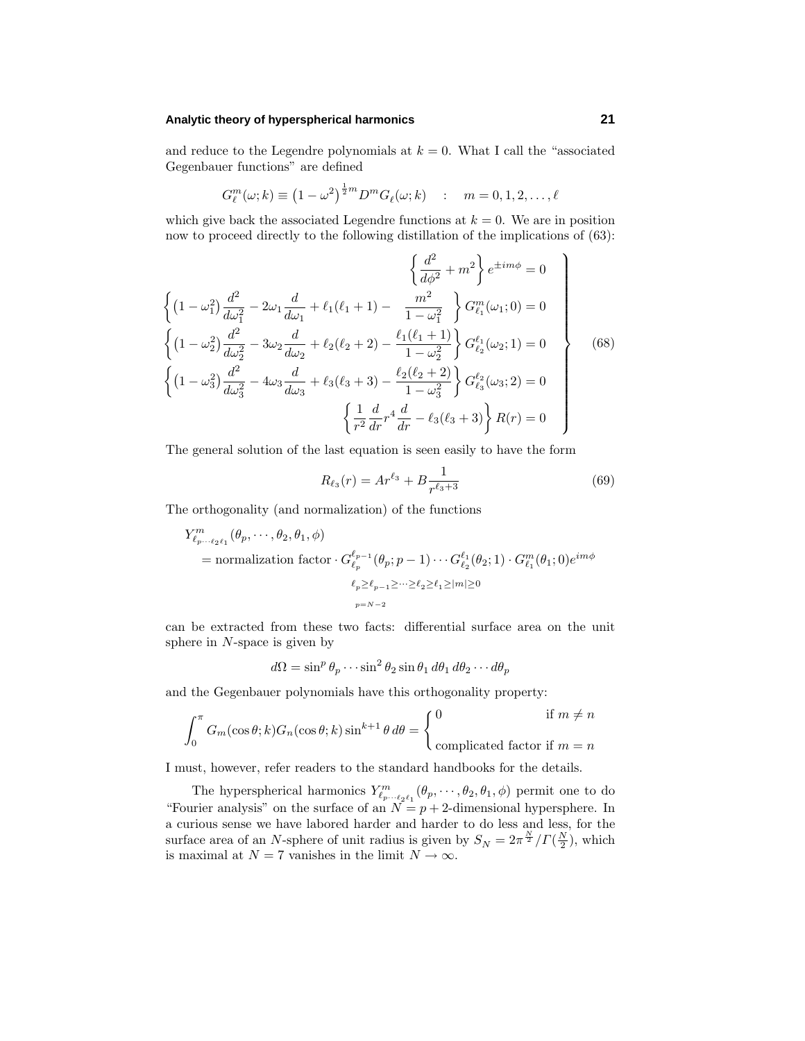and reduce to the Legendre polynomials at $k = 0$. What I call the "associated Gegenbauer functions" are defined

$$G_\ell^m(\omega;k) \equiv \left(1-\omega^2\right)^{\frac{1}{2}m} D^m G_\ell(\omega;k) \quad : \quad m = 0,1,2,\ldots,\ell$$

which give back the associated Legendre functions at $k = 0$. We are in position now to proceed directly to the following distillation of the implications of (63):

$$\left.\begin{aligned}
\left\{\frac{d^2}{d\phi^2} + m^2\right\} e^{\pm im\phi} &= 0\\
\left\{\left(1-\omega_1^2\right)\frac{d^2}{d\omega_1^2} - 2\omega_1\frac{d}{d\omega_1} + \ell_1(\ell_1+1) - \frac{m^2}{1-\omega_1^2}\right\} G_{\ell_1}^m(\omega_1;0) &= 0\\
\left\{\left(1-\omega_2^2\right)\frac{d^2}{d\omega_2^2} - 3\omega_2\frac{d}{d\omega_2} + \ell_2(\ell_2+2) - \frac{\ell_1(\ell_1+1)}{1-\omega_2^2}\right\} G_{\ell_2}^{\ell_1}(\omega_2;1) &= 0\\
\left\{\left(1-\omega_3^2\right)\frac{d^2}{d\omega_3^2} - 4\omega_3\frac{d}{d\omega_3} + \ell_3(\ell_3+3) - \frac{\ell_2(\ell_2+2)}{1-\omega_3^2}\right\} G_{\ell_3}^{\ell_2}(\omega_3;2) &= 0\\
\left\{\frac{1}{r^2}\frac{d}{dr}r^4\frac{d}{dr} - \ell_3(\ell_3+3)\right\} R(r) &= 0
\end{aligned}\right\} \tag{68}$$

The general solution of the last equation is seen easily to have the form

$$R_{\ell_3}(r) = Ar^{\ell_3} + B\frac{1}{r^{\ell_3+3}} \tag{69}$$

The orthogonality (and normalization) of the functions

$$\begin{aligned}
&Y^m_{\ell_p\cdots\ell_2\ell_1}(\theta_p,\cdots,\theta_2,\theta_1,\phi)\\
&\quad = \text{normalization factor} \cdot G^{\ell_{p-1}}_{\ell_p}(\theta_p;p-1)\cdots G^{\ell_1}_{\ell_2}(\theta_2;1)\cdot G^m_{\ell_1}(\theta_1;0)e^{im\phi}\\
&\qquad\qquad \ell_p \geq \ell_{p-1} \geq \cdots \geq \ell_2 \geq \ell_1 \geq |m| \geq 0\\
&\qquad\qquad p = N-2
\end{aligned}$$

can be extracted from these two facts: differential surface area on the unit sphere in $N$-space is given by

$$d\Omega = \sin^p\theta_p \cdots \sin^2\theta_2 \sin\theta_1 \, d\theta_1 \, d\theta_2 \cdots d\theta_p$$

and the Gegenbauer polynomials have this orthogonality property:

$$\int_0^\pi G_m(\cos\theta;k)G_n(\cos\theta;k)\sin^{k+1}\theta\, d\theta = \begin{cases} 0 & \text{if } m \neq n \\ \text{complicated factor} & \text{if } m = n \end{cases}$$

I must, however, refer readers to the standard handbooks for the details.

The hyperspherical harmonics $Y^m_{\ell_p\cdots\ell_2\ell_1}(\theta_p,\cdots,\theta_2,\theta_1,\phi)$ permit one to do "Fourier analysis" on the surface of an $N = p+2$-dimensional hypersphere. In a curious sense we have labored harder and harder to do less and less, for the surface area of an $N$-sphere of unit radius is given by $S_N = 2\pi^{\frac{N}{2}}/\Gamma(\frac{N}{2})$, which is maximal at $N = 7$ vanishes in the limit $N \to \infty$.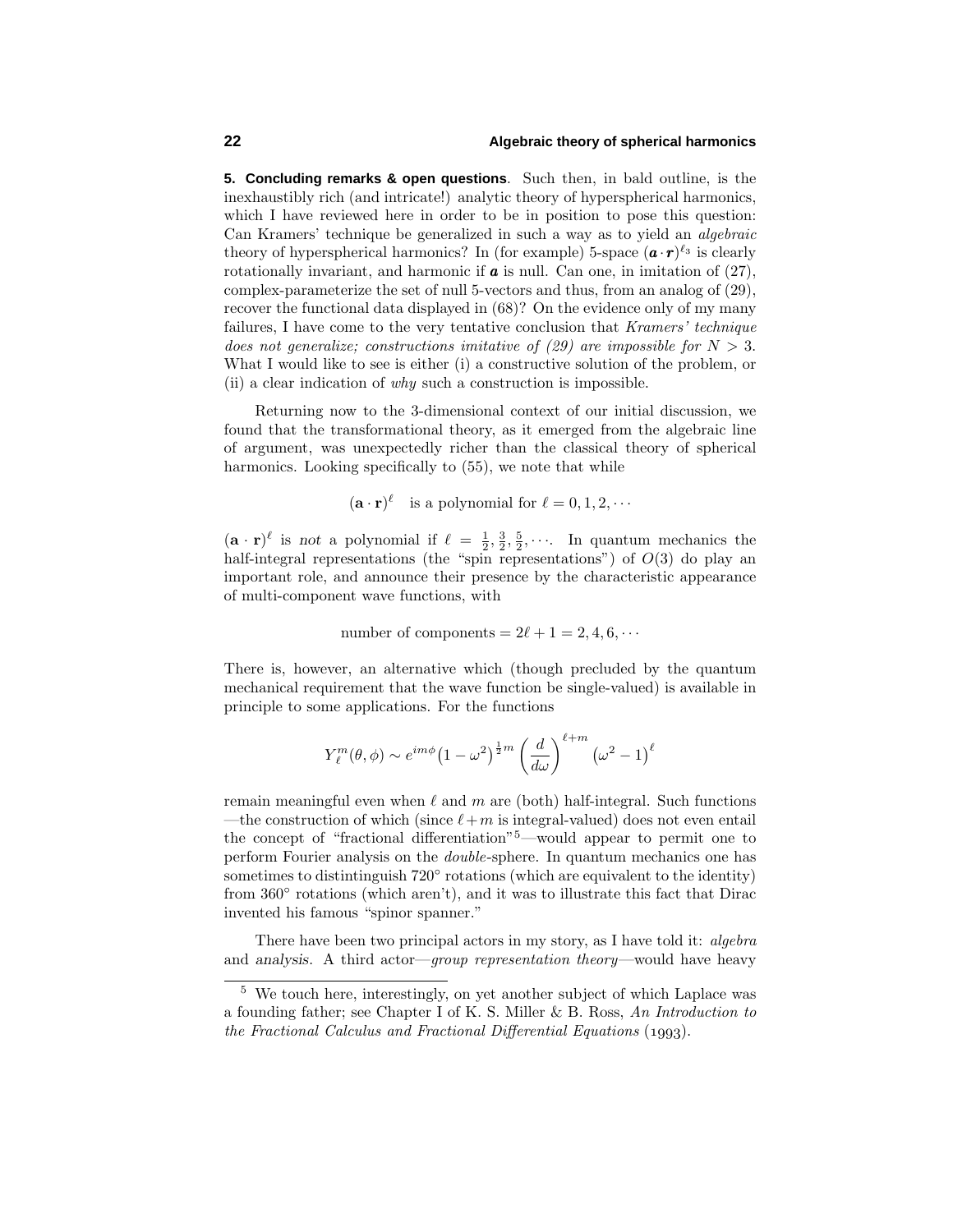**5. Concluding remarks & open questions**. Such then, in bald outline, is the inexhaustibly rich (and intricate!) analytic theory of hyperspherical harmonics, which I have reviewed here in order to be in position to pose this question: Can Kramers' technique be generalized in such a way as to yield an *algebraic* theory of hyperspherical harmonics? In (for example) 5-space $(\boldsymbol{a}\cdot\boldsymbol{r})^{\ell_3}$ is clearly rotationally invariant, and harmonic if $\boldsymbol{a}$ is null. Can one, in imitation of (27), complex-parameterize the set of null 5-vectors and thus, from an analog of (29), recover the functional data displayed in (68)? On the evidence only of my many failures, I have come to the very tentative conclusion that *Kramers' technique does not generalize; constructions imitative of (29) are impossible for $N > 3$.* What I would like to see is either (i) a constructive solution of the problem, or (ii) a clear indication of *why* such a construction is impossible.

Returning now to the 3-dimensional context of our initial discussion, we found that the transformational theory, as it emerged from the algebraic line of argument, was unexpectedly richer than the classical theory of spherical harmonics. Looking specifically to (55), we note that while

$$(\mathbf{a}\cdot\mathbf{r})^{\ell} \quad \text{is a polynomial for } \ell = 0, 1, 2, \cdots$$

$(\mathbf{a}\cdot\mathbf{r})^{\ell}$ is *not* a polynomial if $\ell = \frac{1}{2}, \frac{3}{2}, \frac{5}{2}, \cdots$. In quantum mechanics the half-integral representations (the "spin representations") of $O(3)$ do play an important role, and announce their presence by the characteristic appearance of multi-component wave functions, with

$$\text{number of components} = 2\ell + 1 = 2, 4, 6, \cdots$$

There is, however, an alternative which (though precluded by the quantum mechanical requirement that the wave function be single-valued) is available in principle to some applications. For the functions

$$Y_{\ell}^{m}(\theta,\phi) \sim e^{im\phi}\big(1-\omega^2\big)^{\frac{1}{2}m}\left(\frac{d}{d\omega}\right)^{\ell+m}\big(\omega^2-1\big)^{\ell}$$

remain meaningful even when $\ell$ and $m$ are (both) half-integral. Such functions —the construction of which (since $\ell + m$ is integral-valued) does not even entail the concept of "fractional differentiation"[5]—would appear to permit one to perform Fourier analysis on the *double*-sphere. In quantum mechanics one has sometimes to distintinguish $720°$ rotations (which are equivalent to the identity) from $360°$ rotations (which aren't), and it was to illustrate this fact that Dirac invented his famous "spinor spanner."

There have been two principal actors in my story, as I have told it: *algebra* and *analysis*. A third actor—*group representation theory*—would have heavy

[5] We touch here, interestingly, on yet another subject of which Laplace was a founding father; see Chapter I of K. S. Miller & B. Ross, *An Introduction to the Fractional Calculus and Fractional Differential Equations* (1993).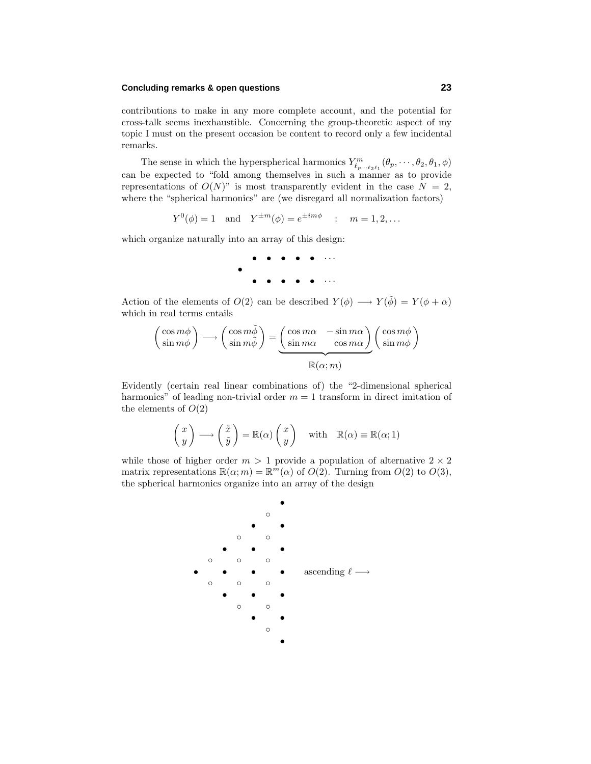contributions to make in any more complete account, and the potential for cross-talk seems inexhaustible. Concerning the group-theoretic aspect of my topic I must on the present occasion be content to record only a few incidental remarks.

The sense in which the hyperspherical harmonics $Y^m_{\ell_p\cdots\ell_2\ell_1}(\theta_p,\cdots,\theta_2,\theta_1,\phi)$ can be expected to "fold among themselves in such a manner as to provide representations of $O(N)$" is most transparently evident in the case $N=2$, where the "spherical harmonics" are (we disregard all normalization factors)

$$Y^0(\phi) = 1 \quad \text{and} \quad Y^{\pm m}(\phi) = e^{\pm im\phi} \quad : \quad m = 1, 2, \ldots$$

which organize naturally into an array of this design:

$$\begin{array}{cccccccc} & \bullet & \bullet & \bullet & \bullet & \bullet & \cdots \\ \bullet & & & & & & \\ & \bullet & \bullet & \bullet & \bullet & \bullet & \cdots \end{array}$$

Action of the elements of $O(2)$ can be described $Y(\phi) \longrightarrow Y(\tilde{\phi}) = Y(\phi + \alpha)$ which in real terms entails

$$\begin{pmatrix} \cos m\phi \\ \sin m\phi \end{pmatrix} \longrightarrow \begin{pmatrix} \cos m\tilde{\phi} \\ \sin m\tilde{\phi} \end{pmatrix} = \underbrace{\begin{pmatrix} \cos m\alpha & -\sin m\alpha \\ \sin m\alpha & \cos m\alpha \end{pmatrix}}_{\mathbb{R}(\alpha;\, m)} \begin{pmatrix} \cos m\phi \\ \sin m\phi \end{pmatrix}$$

Evidently (certain real linear combinations of) the "2-dimensional spherical harmonics" of leading non-trivial order $m = 1$ transform in direct imitation of the elements of $O(2)$

$$\begin{pmatrix} x \\ y \end{pmatrix} \longrightarrow \begin{pmatrix} \tilde{x} \\ \tilde{y} \end{pmatrix} = \mathbb{R}(\alpha) \begin{pmatrix} x \\ y \end{pmatrix} \quad \text{with} \quad \mathbb{R}(\alpha) \equiv \mathbb{R}(\alpha; 1)$$

while those of higher order $m > 1$ provide a population of alternative $2 \times 2$ matrix representations $\mathbb{R}(\alpha; m) = \mathbb{R}^m(\alpha)$ of $O(2)$. Turning from $O(2)$ to $O(3)$, the spherical harmonics organize into an array of the design

$$\begin{array}{ccccccc} & & & & & & \bullet \\ & & & & & \circ & \\ & & & & \bullet & & \bullet \\ & & & \circ & & \circ & \\ & & \bullet & & \bullet & & \bullet \\ & \circ & & \circ & & \circ & \\ \bullet & & \bullet & & \bullet & & \bullet \quad \text{ascending } \ell \longrightarrow \\ & \circ & & \circ & & \circ & \\ & & \bullet & & \bullet & & \bullet \\ & & & \circ & & \circ & \\ & & & & \bullet & & \bullet \\ & & & & & \circ & \\ & & & & & & \bullet \end{array}$$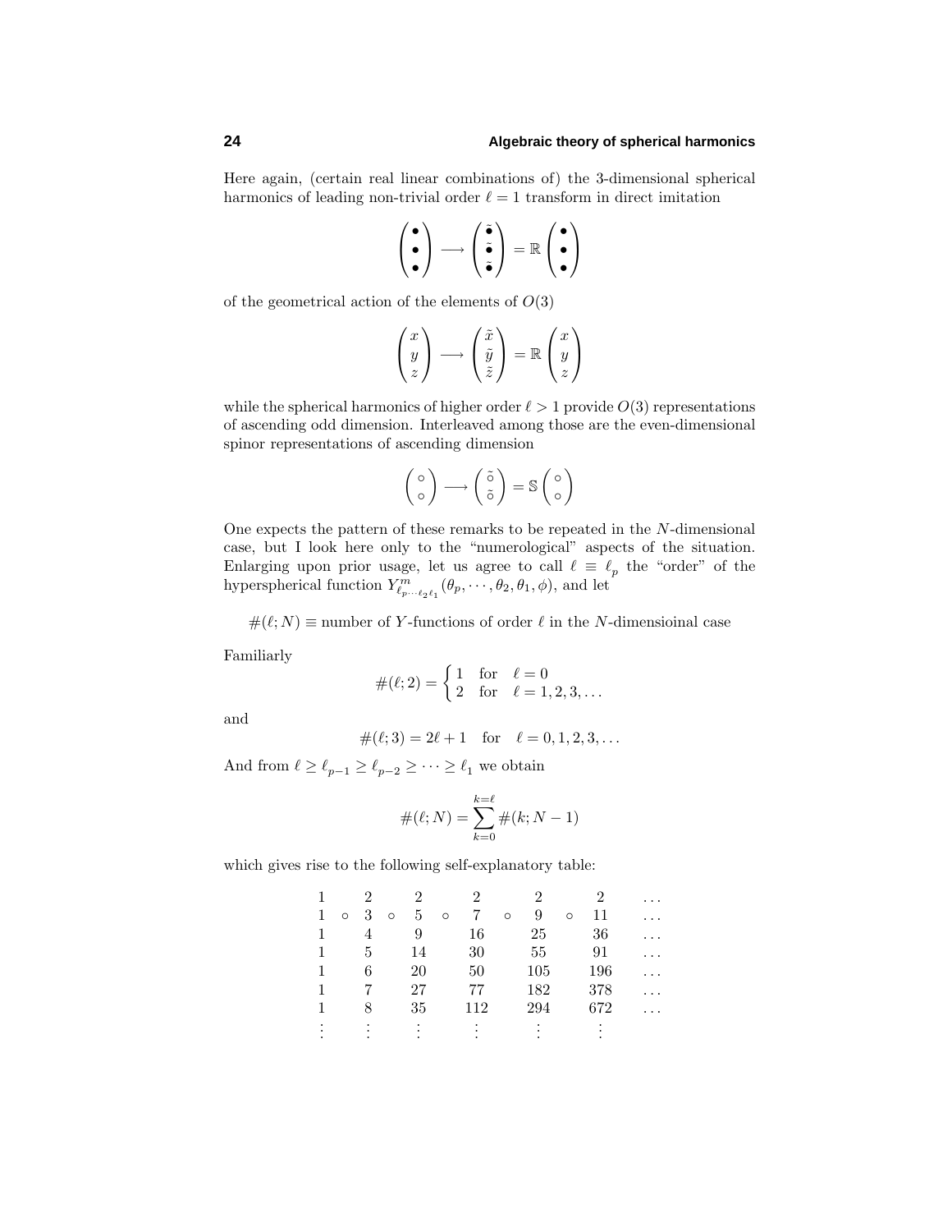Here again, (certain real linear combinations of) the 3-dimensional spherical harmonics of leading non-trivial order $\ell = 1$ transform in direct imitation

$$\begin{pmatrix} \bullet \\ \bullet \\ \bullet \end{pmatrix} \longrightarrow \begin{pmatrix} \tilde{\bullet} \\ \tilde{\bullet} \\ \tilde{\bullet} \end{pmatrix} = \mathbb{R} \begin{pmatrix} \bullet \\ \bullet \\ \bullet \end{pmatrix}$$

of the geometrical action of the elements of $O(3)$

$$\begin{pmatrix} x \\ y \\ z \end{pmatrix} \longrightarrow \begin{pmatrix} \tilde{x} \\ \tilde{y} \\ \tilde{z} \end{pmatrix} = \mathbb{R} \begin{pmatrix} x \\ y \\ z \end{pmatrix}$$

while the spherical harmonics of higher order $\ell > 1$ provide $O(3)$ representations of ascending odd dimension. Interleaved among those are the even-dimensional spinor representations of ascending dimension

$$\begin{pmatrix} \circ \\ \circ \end{pmatrix} \longrightarrow \begin{pmatrix} \tilde{\circ} \\ \tilde{\circ} \end{pmatrix} = \mathbb{S} \begin{pmatrix} \circ \\ \circ \end{pmatrix}$$

One expects the pattern of these remarks to be repeated in the $N$-dimensional case, but I look here only to the "numerological" aspects of the situation. Enlarging upon prior usage, let us agree to call $\ell \equiv \ell_p$ the "order" of the hyperspherical function $Y^m_{\ell_p \cdots \ell_2 \ell_1}(\theta_p, \cdots, \theta_2, \theta_1, \phi)$, and let

$\#(\ell; N) \equiv$ number of $Y$-functions of order $\ell$ in the $N$-dimensioinal case

Familiarly

$$\#(\ell; 2) = \begin{cases} 1 & \text{for} \quad \ell = 0 \\ 2 & \text{for} \quad \ell = 1, 2, 3, \ldots \end{cases}$$

and

$$\#(\ell; 3) = 2\ell + 1 \quad \text{for} \quad \ell = 0, 1, 2, 3, \ldots$$

And from $\ell \geq \ell_{p-1} \geq \ell_{p-2} \geq \cdots \geq \ell_1$ we obtain

$$\#(\ell; N) = \sum_{k=0}^{k=\ell} \#(k; N-1)$$

which gives rise to the following self-explanatory table:

|   |   |   |   |   |   |   |   |   |   |   |   |
|---|---|---|---|---|---|---|---|---|---|---|---|
| 1 |   | 2 |   | 2 |   | 2 |   | 2 |   | 2 | ... |
| 1 | ∘ | 3 | ∘ | 5 | ∘ | 7 | ∘ | 9 | ∘ | 11 | ... |
| 1 |   | 4 |   | 9 |   | 16 |   | 25 |   | 36 | ... |
| 1 |   | 5 |   | 14 |   | 30 |   | 55 |   | 91 | ... |
| 1 |   | 6 |   | 20 |   | 50 |   | 105 |   | 196 | ... |
| 1 |   | 7 |   | 27 |   | 77 |   | 182 |   | 378 | ... |
| 1 |   | 8 |   | 35 |   | 112 |   | 294 |   | 672 | ... |
| ⋮ |   | ⋮ |   | ⋮ |   | ⋮ |   | ⋮ |   | ⋮ |   |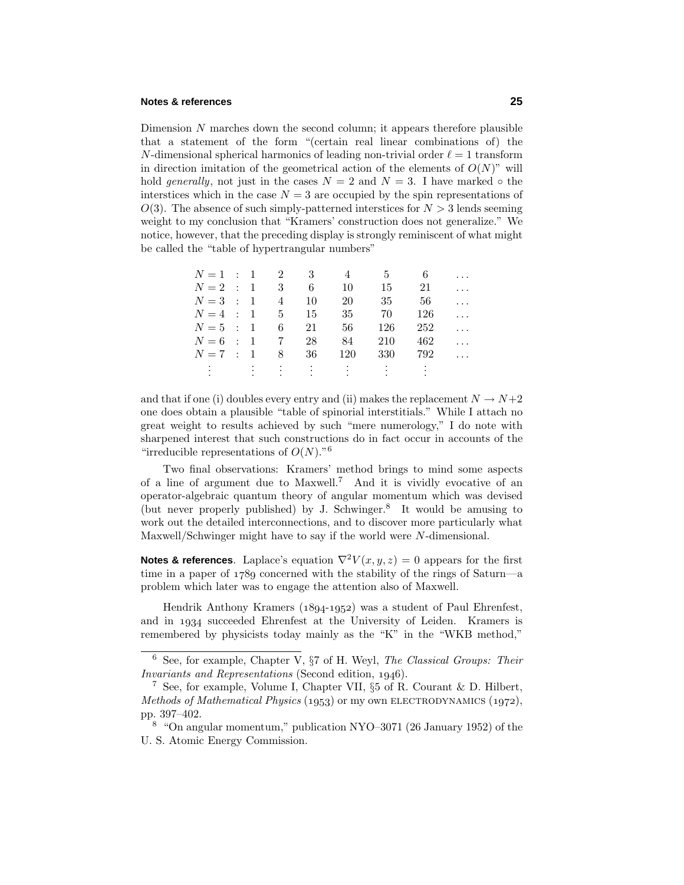Dimension $N$ marches down the second column; it appears therefore plausible that a statement of the form "(certain real linear combinations of) the $N$-dimensional spherical harmonics of leading non-trivial order $\ell = 1$ transform in direction imitation of the geometrical action of the elements of $O(N)$" will hold *generally*, not just in the cases $N = 2$ and $N = 3$. I have marked $\circ$ the interstices which in the case $N = 3$ are occupied by the spin representations of $O(3)$. The absence of such simply-patterned interstices for $N > 3$ lends seeming weight to my conclusion that "Kramers' construction does not generalize." We notice, however, that the preceding display is strongly reminiscent of what might be called the "table of hypertrangular numbers"

| | | | | | | | |
|---|---|---|---|---|---|---|---|
| $N = 1$ : | 1 | 2 | 3 | 4 | 5 | 6 | ... |
| $N = 2$ : | 1 | 3 | 6 | 10 | 15 | 21 | ... |
| $N = 3$ : | 1 | 4 | 10 | 20 | 35 | 56 | ... |
| $N = 4$ : | 1 | 5 | 15 | 35 | 70 | 126 | ... |
| $N = 5$ : | 1 | 6 | 21 | 56 | 126 | 252 | ... |
| $N = 6$ : | 1 | 7 | 28 | 84 | 210 | 462 | ... |
| $N = 7$ : | 1 | 8 | 36 | 120 | 330 | 792 | ... |
| ⋮ | ⋮ | ⋮ | ⋮ | ⋮ | ⋮ | ⋮ | |

and that if one (i) doubles every entry and (ii) makes the replacement $N \to N+2$ one does obtain a plausible "table of spinorial interstitials." While I attach no great weight to results achieved by such "mere numerology," I do note with sharpened interest that such constructions do in fact occur in accounts of the "irreducible representations of $O(N)$."[6]

Two final observations: Kramers' method brings to mind some aspects of a line of argument due to Maxwell.[7] And it is vividly evocative of an operator-algebraic quantum theory of angular momentum which was devised (but never properly published) by J. Schwinger.[8] It would be amusing to work out the detailed interconnections, and to discover more particularly what Maxwell/Schwinger might have to say if the world were $N$-dimensional.

**Notes & references**. Laplace's equation $\nabla^2 V(x, y, z) = 0$ appears for the first time in a paper of 1789 concerned with the stability of the rings of Saturn—a problem which later was to engage the attention also of Maxwell.

Hendrik Anthony Kramers (1894-1952) was a student of Paul Ehrenfest, and in 1934 succeeded Ehrenfest at the University of Leiden. Kramers is remembered by physicists today mainly as the "K" in the "WKB method,"

---

[6] See, for example, Chapter V, §7 of H. Weyl, *The Classical Groups: Their Invariants and Representations* (Second edition, 1946).

[7] See, for example, Volume I, Chapter VII, §5 of R. Courant & D. Hilbert, *Methods of Mathematical Physics* (1953) or my own ELECTRODYNAMICS (1972), pp. 397–402.

[8] "On angular momentum," publication NYO–3071 (26 January 1952) of the U. S. Atomic Energy Commission.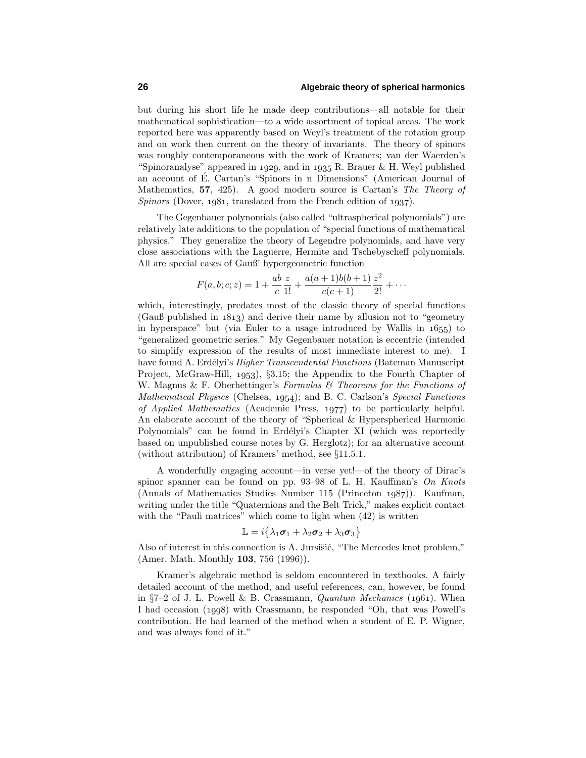but during his short life he made deep contributions—all notable for their mathematical sophistication—to a wide assortment of topical areas. The work reported here was apparently based on Weyl's treatment of the rotation group and on work then current on the theory of invariants. The theory of spinors was roughly contemporaneous with the work of Kramers; van der Waerden's "Spinoranalyse" appeared in 1929, and in 1935 R. Brauer & H. Weyl published an account of É. Cartan's "Spinors in n Dimensions" (American Journal of Mathematics, **57**, 425). A good modern source is Cartan's *The Theory of Spinors* (Dover, 1981, translated from the French edition of 1937).

The Gegenbauer polynomials (also called "ultraspherical polynomials") are relatively late additions to the population of "special functions of mathematical physics." They generalize the theory of Legendre polynomials, and have very close associations with the Laguerre, Hermite and Tschebyscheff polynomials. All are special cases of Gauß' hypergeometric function

$$F(a,b;c;z) = 1 + \frac{ab}{c}\frac{z}{1!} + \frac{a(a+1)b(b+1)}{c(c+1)}\frac{z^2}{2!} + \cdots$$

which, interestingly, predates most of the classic theory of special functions (Gauß published in 1813) and derive their name by allusion not to "geometry in hyperspace" but (via Euler to a usage introduced by Wallis in 1655) to "generalized geometric series." My Gegenbauer notation is eccentric (intended to simplify expression of the results of most immediate interest to me). I have found A. Erdélyi's *Higher Transcendental Functions* (Bateman Manuscript Project, McGraw-Hill, 1953), §3.15; the Appendix to the Fourth Chapter of W. Magnus & F. Oberhettinger's *Formulas & Theorems for the Functions of Mathematical Physics* (Chelsea, 1954); and B. C. Carlson's *Special Functions of Applied Mathematics* (Academic Press, 1977) to be particularly helpful. An elaborate account of the theory of "Spherical & Hyperspherical Harmonic Polynomials" can be found in Erdélyi's Chapter XI (which was reportedly based on unpublished course notes by G. Herglotz); for an alternative account (without attribution) of Kramers' method, see §11.5.1.

A wonderfully engaging account—in verse yet!—of the theory of Dirac's spinor spanner can be found on pp. 93–98 of L. H. Kauffman's *On Knots* (Annals of Mathematics Studies Number 115 (Princeton 1987)). Kaufman, writing under the title "Quaternions and the Belt Trick," makes explicit contact with the "Pauli matrices" which come to light when (42) is written

$$\mathbb{L} = i\big\{\lambda_1\boldsymbol{\sigma}_1 + \lambda_2\boldsymbol{\sigma}_2 + \lambda_3\boldsymbol{\sigma}_3\big\}$$

Also of interest in this connection is A. Jursišić, "The Mercedes knot problem," (Amer. Math. Monthly **103**, 756 (1996)).

Kramer's algebraic method is seldom encountered in textbooks. A fairly detailed account of the method, and useful references, can, however, be found in §7–2 of J. L. Powell & B. Crassmann, *Quantum Mechanics* (1961). When I had occasion (1998) with Crassmann, he responded "Oh, that was Powell's contribution. He had learned of the method when a student of E. P. Wigner, and was always fond of it."